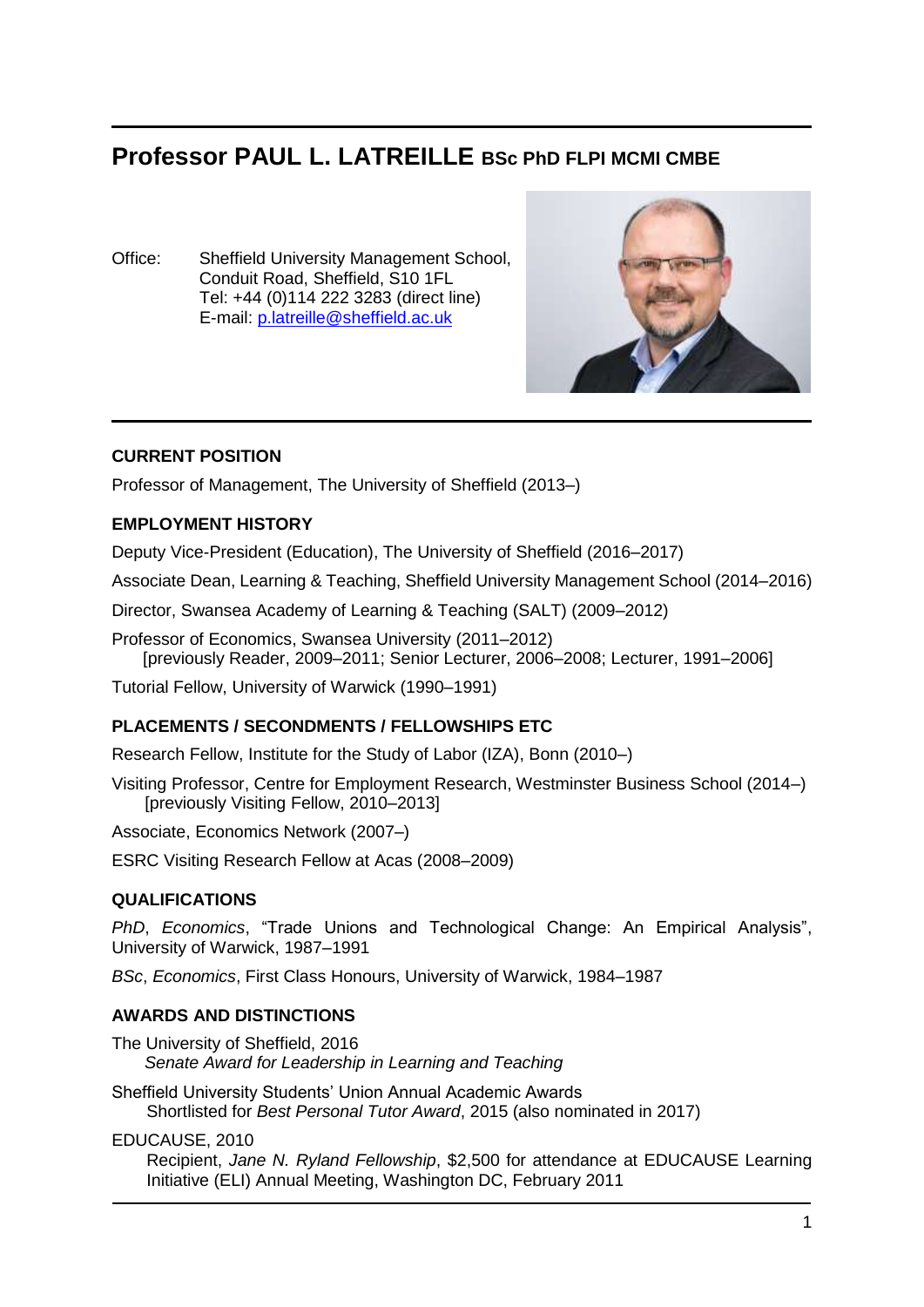# Professor PAUL L. LATREILLE BSc PhD FLPI MCMI CMBE

Office: Sheffield University Management School,
Conduit Road, Sheffield, S10 1FL
Tel: +44 (0)114 222 3283 (direct line)
E-mail: p.latreille@sheffield.ac.uk

## CURRENT POSITION

Professor of Management, The University of Sheffield (2013–)

## EMPLOYMENT HISTORY

Deputy Vice-President (Education), The University of Sheffield (2016–2017)

Associate Dean, Learning & Teaching, Sheffield University Management School (2014–2016)

Director, Swansea Academy of Learning & Teaching (SALT) (2009–2012)

Professor of Economics, Swansea University (2011–2012)
[previously Reader, 2009–2011; Senior Lecturer, 2006–2008; Lecturer, 1991–2006]

Tutorial Fellow, University of Warwick (1990–1991)

## PLACEMENTS / SECONDMENTS / FELLOWSHIPS ETC

Research Fellow, Institute for the Study of Labor (IZA), Bonn (2010–)

Visiting Professor, Centre for Employment Research, Westminster Business School (2014–)
[previously Visiting Fellow, 2010–2013]

Associate, Economics Network (2007–)

ESRC Visiting Research Fellow at Acas (2008–2009)

## QUALIFICATIONS

*PhD*, *Economics*, "Trade Unions and Technological Change: An Empirical Analysis", University of Warwick, 1987–1991

*BSc*, *Economics*, First Class Honours, University of Warwick, 1984–1987

## AWARDS AND DISTINCTIONS

The University of Sheffield, 2016
*Senate Award for Leadership in Learning and Teaching*

Sheffield University Students' Union Annual Academic Awards
Shortlisted for *Best Personal Tutor Award*, 2015 (also nominated in 2017)

EDUCAUSE, 2010
Recipient, *Jane N. Ryland Fellowship*, $2,500 for attendance at EDUCAUSE Learning Initiative (ELI) Annual Meeting, Washington DC, February 2011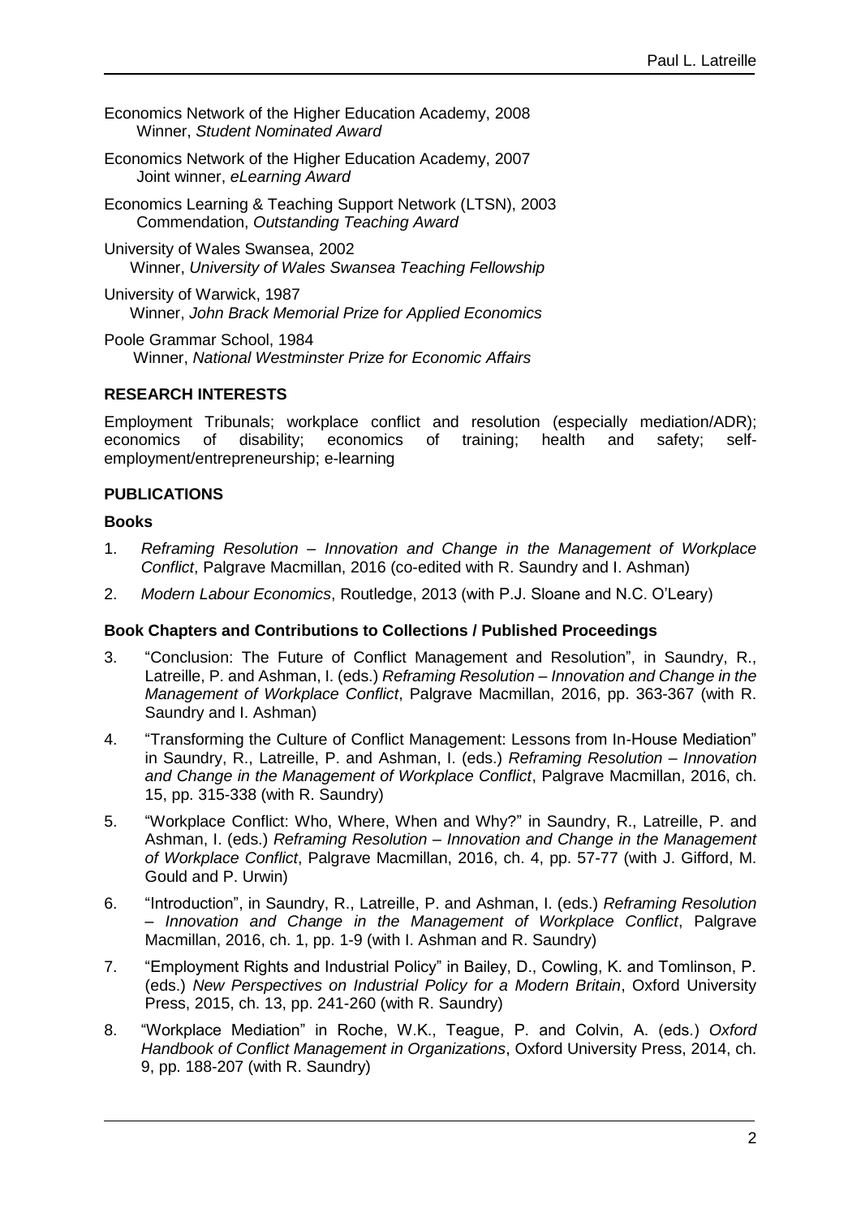Economics Network of the Higher Education Academy, 2008
Winner, *Student Nominated Award*

Economics Network of the Higher Education Academy, 2007
Joint winner, *eLearning Award*

Economics Learning & Teaching Support Network (LTSN), 2003
Commendation, *Outstanding Teaching Award*

University of Wales Swansea, 2002
Winner, *University of Wales Swansea Teaching Fellowship*

University of Warwick, 1987
Winner, *John Brack Memorial Prize for Applied Economics*

Poole Grammar School, 1984
Winner, *National Westminster Prize for Economic Affairs*

## RESEARCH INTERESTS

Employment Tribunals; workplace conflict and resolution (especially mediation/ADR); economics of disability; economics of training; health and safety; self-employment/entrepreneurship; e-learning

## PUBLICATIONS

### Books

1. *Reframing Resolution – Innovation and Change in the Management of Workplace Conflict*, Palgrave Macmillan, 2016 (co-edited with R. Saundry and I. Ashman)
2. *Modern Labour Economics*, Routledge, 2013 (with P.J. Sloane and N.C. O'Leary)

### Book Chapters and Contributions to Collections / Published Proceedings

3. "Conclusion: The Future of Conflict Management and Resolution", in Saundry, R., Latreille, P. and Ashman, I. (eds.) *Reframing Resolution – Innovation and Change in the Management of Workplace Conflict*, Palgrave Macmillan, 2016, pp. 363-367 (with R. Saundry and I. Ashman)
4. "Transforming the Culture of Conflict Management: Lessons from In-House Mediation" in Saundry, R., Latreille, P. and Ashman, I. (eds.) *Reframing Resolution – Innovation and Change in the Management of Workplace Conflict*, Palgrave Macmillan, 2016, ch. 15, pp. 315-338 (with R. Saundry)
5. "Workplace Conflict: Who, Where, When and Why?" in Saundry, R., Latreille, P. and Ashman, I. (eds.) *Reframing Resolution – Innovation and Change in the Management of Workplace Conflict*, Palgrave Macmillan, 2016, ch. 4, pp. 57-77 (with J. Gifford, M. Gould and P. Urwin)
6. "Introduction", in Saundry, R., Latreille, P. and Ashman, I. (eds.) *Reframing Resolution – Innovation and Change in the Management of Workplace Conflict*, Palgrave Macmillan, 2016, ch. 1, pp. 1-9 (with I. Ashman and R. Saundry)
7. "Employment Rights and Industrial Policy" in Bailey, D., Cowling, K. and Tomlinson, P. (eds.) *New Perspectives on Industrial Policy for a Modern Britain*, Oxford University Press, 2015, ch. 13, pp. 241-260 (with R. Saundry)
8. "Workplace Mediation" in Roche, W.K., Teague, P. and Colvin, A. (eds.) *Oxford Handbook of Conflict Management in Organizations*, Oxford University Press, 2014, ch. 9, pp. 188-207 (with R. Saundry)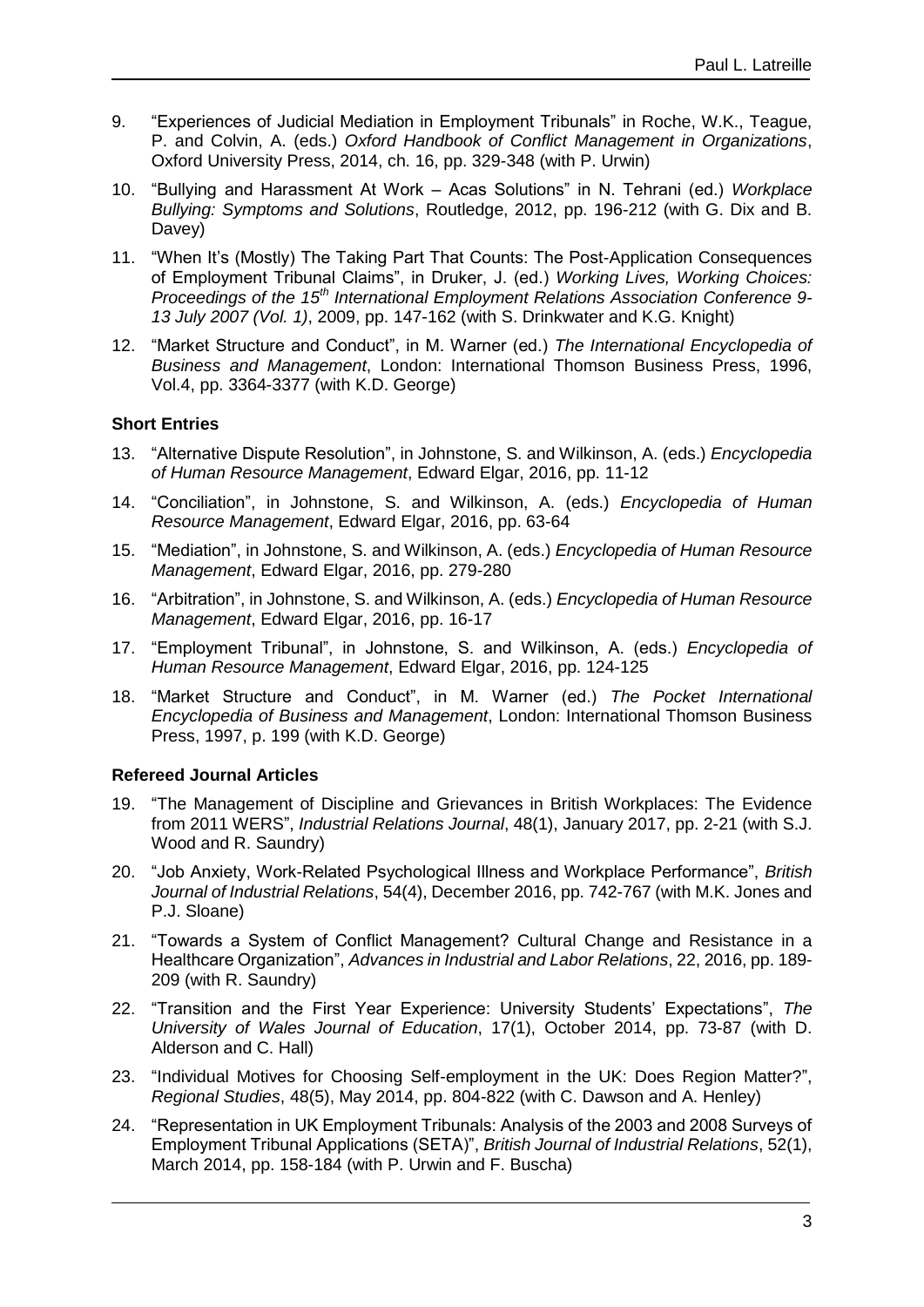9. "Experiences of Judicial Mediation in Employment Tribunals" in Roche, W.K., Teague, P. and Colvin, A. (eds.) *Oxford Handbook of Conflict Management in Organizations*, Oxford University Press, 2014, ch. 16, pp. 329-348 (with P. Urwin)
10. "Bullying and Harassment At Work – Acas Solutions" in N. Tehrani (ed.) *Workplace Bullying: Symptoms and Solutions*, Routledge, 2012, pp. 196-212 (with G. Dix and B. Davey)
11. "When It's (Mostly) The Taking Part That Counts: The Post-Application Consequences of Employment Tribunal Claims", in Druker, J. (ed.) *Working Lives, Working Choices: Proceedings of the 15th International Employment Relations Association Conference 9-13 July 2007 (Vol. 1)*, 2009, pp. 147-162 (with S. Drinkwater and K.G. Knight)
12. "Market Structure and Conduct", in M. Warner (ed.) *The International Encyclopedia of Business and Management*, London: International Thomson Business Press, 1996, Vol.4, pp. 3364-3377 (with K.D. George)

**Short Entries**

13. "Alternative Dispute Resolution", in Johnstone, S. and Wilkinson, A. (eds.) *Encyclopedia of Human Resource Management*, Edward Elgar, 2016, pp. 11-12
14. "Conciliation", in Johnstone, S. and Wilkinson, A. (eds.) *Encyclopedia of Human Resource Management*, Edward Elgar, 2016, pp. 63-64
15. "Mediation", in Johnstone, S. and Wilkinson, A. (eds.) *Encyclopedia of Human Resource Management*, Edward Elgar, 2016, pp. 279-280
16. "Arbitration", in Johnstone, S. and Wilkinson, A. (eds.) *Encyclopedia of Human Resource Management*, Edward Elgar, 2016, pp. 16-17
17. "Employment Tribunal", in Johnstone, S. and Wilkinson, A. (eds.) *Encyclopedia of Human Resource Management*, Edward Elgar, 2016, pp. 124-125
18. "Market Structure and Conduct", in M. Warner (ed.) *The Pocket International Encyclopedia of Business and Management*, London: International Thomson Business Press, 1997, p. 199 (with K.D. George)

**Refereed Journal Articles**

19. "The Management of Discipline and Grievances in British Workplaces: The Evidence from 2011 WERS", *Industrial Relations Journal*, 48(1), January 2017, pp. 2-21 (with S.J. Wood and R. Saundry)
20. "Job Anxiety, Work-Related Psychological Illness and Workplace Performance", *British Journal of Industrial Relations*, 54(4), December 2016, pp. 742-767 (with M.K. Jones and P.J. Sloane)
21. "Towards a System of Conflict Management? Cultural Change and Resistance in a Healthcare Organization", *Advances in Industrial and Labor Relations*, 22, 2016, pp. 189-209 (with R. Saundry)
22. "Transition and the First Year Experience: University Students' Expectations", *The University of Wales Journal of Education*, 17(1), October 2014, pp. 73-87 (with D. Alderson and C. Hall)
23. "Individual Motives for Choosing Self-employment in the UK: Does Region Matter?", *Regional Studies*, 48(5), May 2014, pp. 804-822 (with C. Dawson and A. Henley)
24. "Representation in UK Employment Tribunals: Analysis of the 2003 and 2008 Surveys of Employment Tribunal Applications (SETA)", *British Journal of Industrial Relations*, 52(1), March 2014, pp. 158-184 (with P. Urwin and F. Buscha)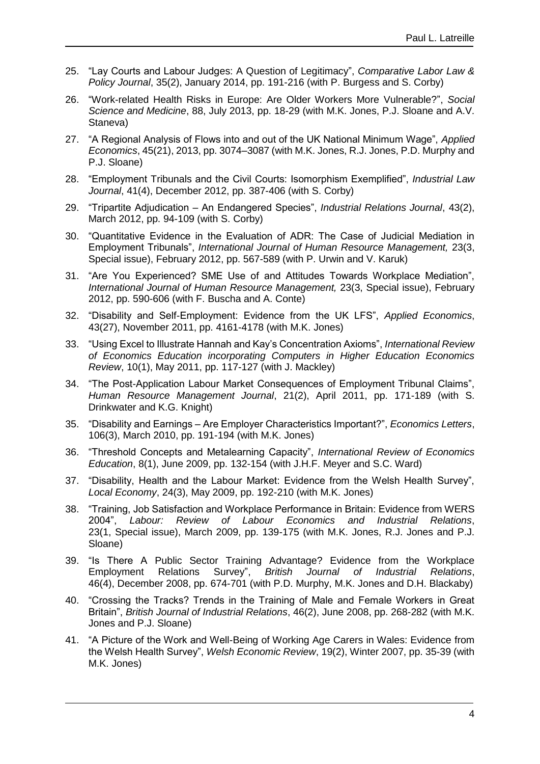25. "Lay Courts and Labour Judges: A Question of Legitimacy", *Comparative Labor Law & Policy Journal*, 35(2), January 2014, pp. 191-216 (with P. Burgess and S. Corby)
26. "Work-related Health Risks in Europe: Are Older Workers More Vulnerable?", *Social Science and Medicine*, 88, July 2013, pp. 18-29 (with M.K. Jones, P.J. Sloane and A.V. Staneva)
27. "A Regional Analysis of Flows into and out of the UK National Minimum Wage", *Applied Economics*, 45(21), 2013, pp. 3074–3087 (with M.K. Jones, R.J. Jones, P.D. Murphy and P.J. Sloane)
28. "Employment Tribunals and the Civil Courts: Isomorphism Exemplified", *Industrial Law Journal*, 41(4), December 2012, pp. 387-406 (with S. Corby)
29. "Tripartite Adjudication – An Endangered Species", *Industrial Relations Journal*, 43(2), March 2012, pp. 94-109 (with S. Corby)
30. "Quantitative Evidence in the Evaluation of ADR: The Case of Judicial Mediation in Employment Tribunals", *International Journal of Human Resource Management,* 23(3, Special issue), February 2012, pp. 567-589 (with P. Urwin and V. Karuk)
31. "Are You Experienced? SME Use of and Attitudes Towards Workplace Mediation", *International Journal of Human Resource Management,* 23(3, Special issue), February 2012, pp. 590-606 (with F. Buscha and A. Conte)
32. "Disability and Self-Employment: Evidence from the UK LFS", *Applied Economics*, 43(27), November 2011, pp. 4161-4178 (with M.K. Jones)
33. "Using Excel to Illustrate Hannah and Kay's Concentration Axioms", *International Review of Economics Education incorporating Computers in Higher Education Economics Review*, 10(1), May 2011, pp. 117-127 (with J. Mackley)
34. "The Post-Application Labour Market Consequences of Employment Tribunal Claims", *Human Resource Management Journal*, 21(2), April 2011, pp. 171-189 (with S. Drinkwater and K.G. Knight)
35. "Disability and Earnings – Are Employer Characteristics Important?", *Economics Letters*, 106(3), March 2010, pp. 191-194 (with M.K. Jones)
36. "Threshold Concepts and Metalearning Capacity", *International Review of Economics Education*, 8(1), June 2009, pp. 132-154 (with J.H.F. Meyer and S.C. Ward)
37. "Disability, Health and the Labour Market: Evidence from the Welsh Health Survey", *Local Economy*, 24(3), May 2009, pp. 192-210 (with M.K. Jones)
38. "Training, Job Satisfaction and Workplace Performance in Britain: Evidence from WERS 2004", *Labour: Review of Labour Economics and Industrial Relations*, 23(1, Special issue), March 2009, pp. 139-175 (with M.K. Jones, R.J. Jones and P.J. Sloane)
39. "Is There A Public Sector Training Advantage? Evidence from the Workplace Employment Relations Survey", *British Journal of Industrial Relations*, 46(4), December 2008, pp. 674-701 (with P.D. Murphy, M.K. Jones and D.H. Blackaby)
40. "Crossing the Tracks? Trends in the Training of Male and Female Workers in Great Britain", *British Journal of Industrial Relations*, 46(2), June 2008, pp. 268-282 (with M.K. Jones and P.J. Sloane)
41. "A Picture of the Work and Well-Being of Working Age Carers in Wales: Evidence from the Welsh Health Survey", *Welsh Economic Review*, 19(2), Winter 2007, pp. 35-39 (with M.K. Jones)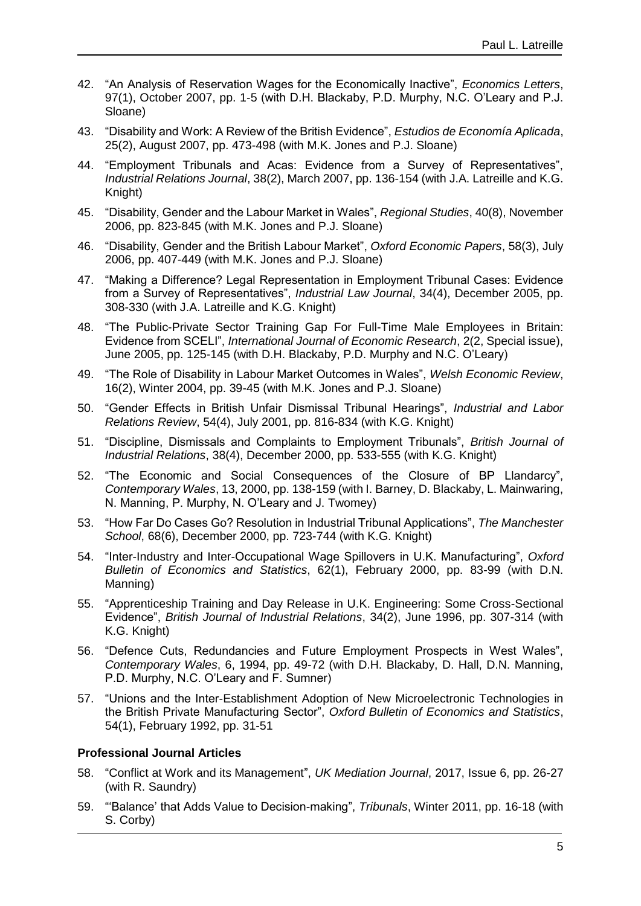42. "An Analysis of Reservation Wages for the Economically Inactive", *Economics Letters*, 97(1), October 2007, pp. 1-5 (with D.H. Blackaby, P.D. Murphy, N.C. O'Leary and P.J. Sloane)
43. "Disability and Work: A Review of the British Evidence", *Estudios de Economía Aplicada*, 25(2), August 2007, pp. 473-498 (with M.K. Jones and P.J. Sloane)
44. "Employment Tribunals and Acas: Evidence from a Survey of Representatives", *Industrial Relations Journal*, 38(2), March 2007, pp. 136-154 (with J.A. Latreille and K.G. Knight)
45. "Disability, Gender and the Labour Market in Wales", *Regional Studies*, 40(8), November 2006, pp. 823-845 (with M.K. Jones and P.J. Sloane)
46. "Disability, Gender and the British Labour Market", *Oxford Economic Papers*, 58(3), July 2006, pp. 407-449 (with M.K. Jones and P.J. Sloane)
47. "Making a Difference? Legal Representation in Employment Tribunal Cases: Evidence from a Survey of Representatives", *Industrial Law Journal*, 34(4), December 2005, pp. 308-330 (with J.A. Latreille and K.G. Knight)
48. "The Public-Private Sector Training Gap For Full-Time Male Employees in Britain: Evidence from SCELI", *International Journal of Economic Research*, 2(2, Special issue), June 2005, pp. 125-145 (with D.H. Blackaby, P.D. Murphy and N.C. O'Leary)
49. "The Role of Disability in Labour Market Outcomes in Wales", *Welsh Economic Review*, 16(2), Winter 2004, pp. 39-45 (with M.K. Jones and P.J. Sloane)
50. "Gender Effects in British Unfair Dismissal Tribunal Hearings", *Industrial and Labor Relations Review*, 54(4), July 2001, pp. 816-834 (with K.G. Knight)
51. "Discipline, Dismissals and Complaints to Employment Tribunals", *British Journal of Industrial Relations*, 38(4), December 2000, pp. 533-555 (with K.G. Knight)
52. "The Economic and Social Consequences of the Closure of BP Llandarcy", *Contemporary Wales*, 13, 2000, pp. 138-159 (with I. Barney, D. Blackaby, L. Mainwaring, N. Manning, P. Murphy, N. O'Leary and J. Twomey)
53. "How Far Do Cases Go? Resolution in Industrial Tribunal Applications", *The Manchester School*, 68(6), December 2000, pp. 723-744 (with K.G. Knight)
54. "Inter-Industry and Inter-Occupational Wage Spillovers in U.K. Manufacturing", *Oxford Bulletin of Economics and Statistics*, 62(1), February 2000, pp. 83-99 (with D.N. Manning)
55. "Apprenticeship Training and Day Release in U.K. Engineering: Some Cross-Sectional Evidence", *British Journal of Industrial Relations*, 34(2), June 1996, pp. 307-314 (with K.G. Knight)
56. "Defence Cuts, Redundancies and Future Employment Prospects in West Wales", *Contemporary Wales*, 6, 1994, pp. 49-72 (with D.H. Blackaby, D. Hall, D.N. Manning, P.D. Murphy, N.C. O'Leary and F. Sumner)
57. "Unions and the Inter-Establishment Adoption of New Microelectronic Technologies in the British Private Manufacturing Sector", *Oxford Bulletin of Economics and Statistics*, 54(1), February 1992, pp. 31-51

**Professional Journal Articles**

58. "Conflict at Work and its Management", *UK Mediation Journal*, 2017, Issue 6, pp. 26-27 (with R. Saundry)
59. "'Balance' that Adds Value to Decision-making", *Tribunals*, Winter 2011, pp. 16-18 (with S. Corby)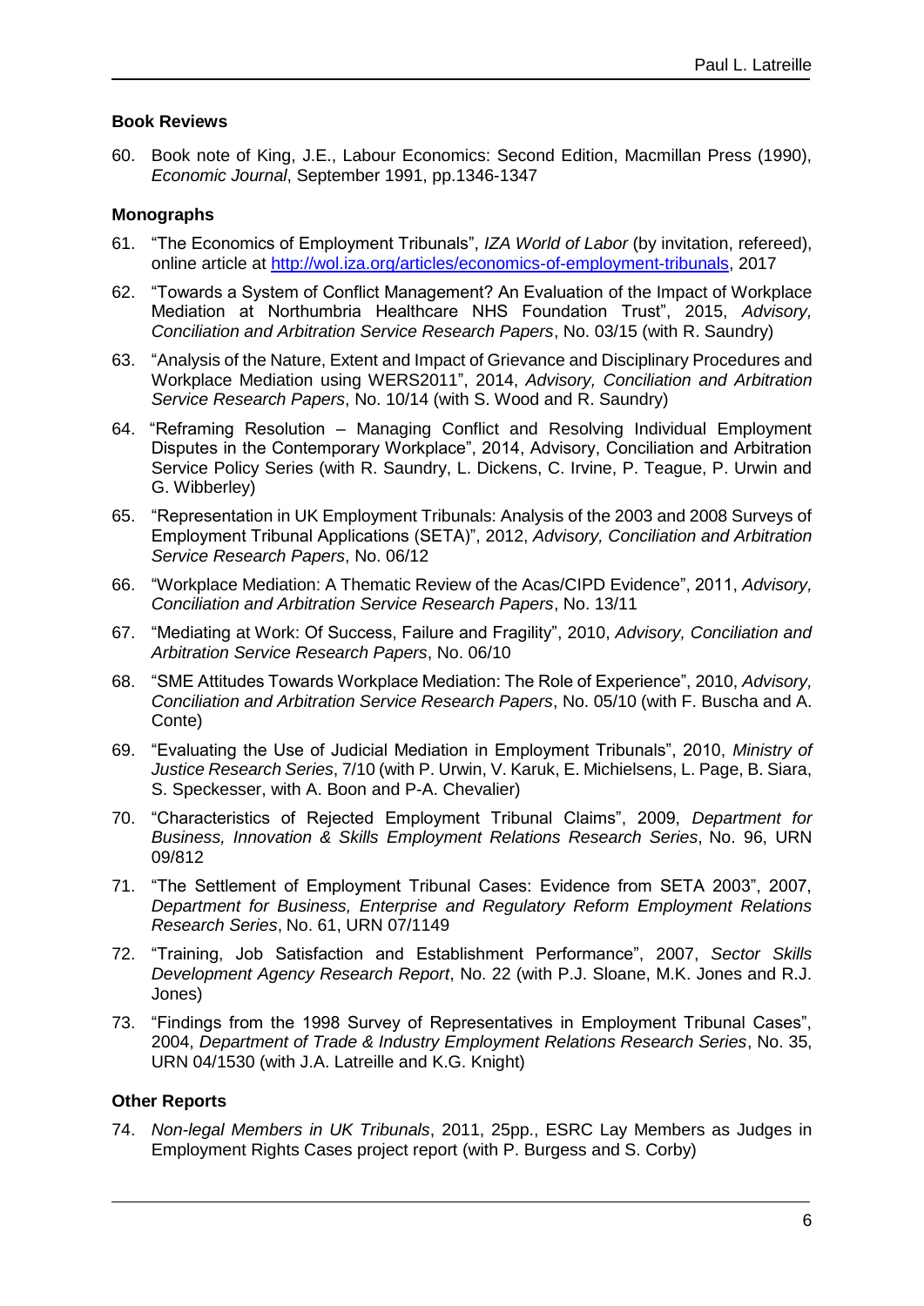**Book Reviews**

60. Book note of King, J.E., Labour Economics: Second Edition, Macmillan Press (1990), *Economic Journal*, September 1991, pp.1346-1347

**Monographs**

61. "The Economics of Employment Tribunals", *IZA World of Labor* (by invitation, refereed), online article at http://wol.iza.org/articles/economics-of-employment-tribunals, 2017
62. "Towards a System of Conflict Management? An Evaluation of the Impact of Workplace Mediation at Northumbria Healthcare NHS Foundation Trust", 2015, *Advisory, Conciliation and Arbitration Service Research Papers*, No. 03/15 (with R. Saundry)
63. "Analysis of the Nature, Extent and Impact of Grievance and Disciplinary Procedures and Workplace Mediation using WERS2011", 2014, *Advisory, Conciliation and Arbitration Service Research Papers*, No. 10/14 (with S. Wood and R. Saundry)
64. "Reframing Resolution – Managing Conflict and Resolving Individual Employment Disputes in the Contemporary Workplace", 2014, Advisory, Conciliation and Arbitration Service Policy Series (with R. Saundry, L. Dickens, C. Irvine, P. Teague, P. Urwin and G. Wibberley)
65. "Representation in UK Employment Tribunals: Analysis of the 2003 and 2008 Surveys of Employment Tribunal Applications (SETA)", 2012, *Advisory, Conciliation and Arbitration Service Research Papers*, No. 06/12
66. "Workplace Mediation: A Thematic Review of the Acas/CIPD Evidence", 2011, *Advisory, Conciliation and Arbitration Service Research Papers*, No. 13/11
67. "Mediating at Work: Of Success, Failure and Fragility", 2010, *Advisory, Conciliation and Arbitration Service Research Papers*, No. 06/10
68. "SME Attitudes Towards Workplace Mediation: The Role of Experience", 2010, *Advisory, Conciliation and Arbitration Service Research Papers*, No. 05/10 (with F. Buscha and A. Conte)
69. "Evaluating the Use of Judicial Mediation in Employment Tribunals", 2010, *Ministry of Justice Research Series*, 7/10 (with P. Urwin, V. Karuk, E. Michielsens, L. Page, B. Siara, S. Speckesser, with A. Boon and P-A. Chevalier)
70. "Characteristics of Rejected Employment Tribunal Claims", 2009, *Department for Business, Innovation & Skills Employment Relations Research Series*, No. 96, URN 09/812
71. "The Settlement of Employment Tribunal Cases: Evidence from SETA 2003", 2007, *Department for Business, Enterprise and Regulatory Reform Employment Relations Research Series*, No. 61, URN 07/1149
72. "Training, Job Satisfaction and Establishment Performance", 2007, *Sector Skills Development Agency Research Report*, No. 22 (with P.J. Sloane, M.K. Jones and R.J. Jones)
73. "Findings from the 1998 Survey of Representatives in Employment Tribunal Cases", 2004, *Department of Trade & Industry Employment Relations Research Series*, No. 35, URN 04/1530 (with J.A. Latreille and K.G. Knight)

**Other Reports**

74. *Non-legal Members in UK Tribunals*, 2011, 25pp., ESRC Lay Members as Judges in Employment Rights Cases project report (with P. Burgess and S. Corby)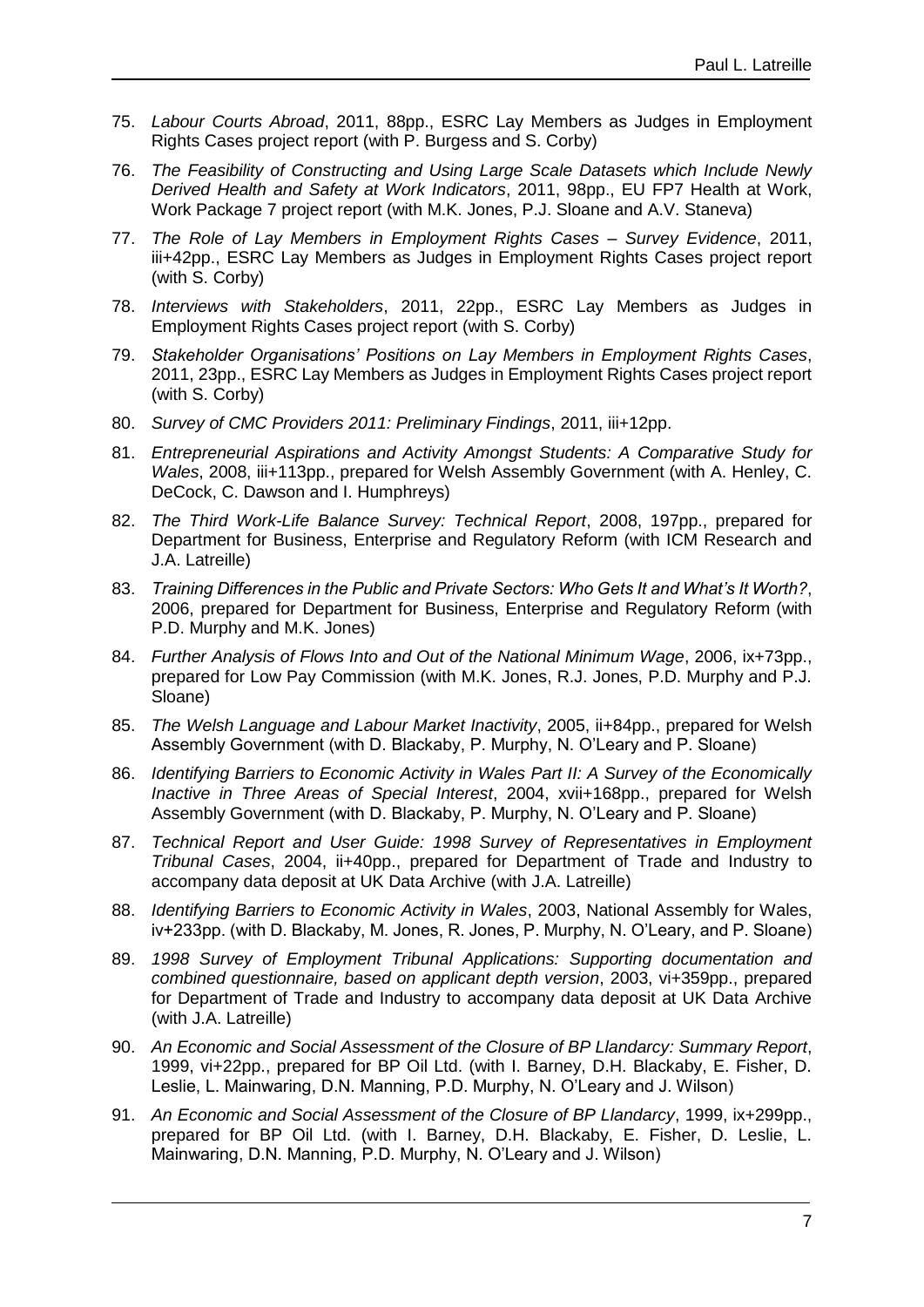75. *Labour Courts Abroad*, 2011, 88pp., ESRC Lay Members as Judges in Employment Rights Cases project report (with P. Burgess and S. Corby)

76. *The Feasibility of Constructing and Using Large Scale Datasets which Include Newly Derived Health and Safety at Work Indicators*, 2011, 98pp., EU FP7 Health at Work, Work Package 7 project report (with M.K. Jones, P.J. Sloane and A.V. Staneva)

77. *The Role of Lay Members in Employment Rights Cases – Survey Evidence*, 2011, iii+42pp., ESRC Lay Members as Judges in Employment Rights Cases project report (with S. Corby)

78. *Interviews with Stakeholders*, 2011, 22pp., ESRC Lay Members as Judges in Employment Rights Cases project report (with S. Corby)

79. *Stakeholder Organisations' Positions on Lay Members in Employment Rights Cases*, 2011, 23pp., ESRC Lay Members as Judges in Employment Rights Cases project report (with S. Corby)

80. *Survey of CMC Providers 2011: Preliminary Findings*, 2011, iii+12pp.

81. *Entrepreneurial Aspirations and Activity Amongst Students: A Comparative Study for Wales*, 2008, iii+113pp., prepared for Welsh Assembly Government (with A. Henley, C. DeCock, C. Dawson and I. Humphreys)

82. *The Third Work-Life Balance Survey: Technical Report*, 2008, 197pp., prepared for Department for Business, Enterprise and Regulatory Reform (with ICM Research and J.A. Latreille)

83. *Training Differences in the Public and Private Sectors: Who Gets It and What's It Worth?*, 2006, prepared for Department for Business, Enterprise and Regulatory Reform (with P.D. Murphy and M.K. Jones)

84. *Further Analysis of Flows Into and Out of the National Minimum Wage*, 2006, ix+73pp., prepared for Low Pay Commission (with M.K. Jones, R.J. Jones, P.D. Murphy and P.J. Sloane)

85. *The Welsh Language and Labour Market Inactivity*, 2005, ii+84pp., prepared for Welsh Assembly Government (with D. Blackaby, P. Murphy, N. O'Leary and P. Sloane)

86. *Identifying Barriers to Economic Activity in Wales Part II: A Survey of the Economically Inactive in Three Areas of Special Interest*, 2004, xvii+168pp., prepared for Welsh Assembly Government (with D. Blackaby, P. Murphy, N. O'Leary and P. Sloane)

87. *Technical Report and User Guide: 1998 Survey of Representatives in Employment Tribunal Cases*, 2004, ii+40pp., prepared for Department of Trade and Industry to accompany data deposit at UK Data Archive (with J.A. Latreille)

88. *Identifying Barriers to Economic Activity in Wales*, 2003, National Assembly for Wales, iv+233pp. (with D. Blackaby, M. Jones, R. Jones, P. Murphy, N. O'Leary, and P. Sloane)

89. *1998 Survey of Employment Tribunal Applications: Supporting documentation and combined questionnaire, based on applicant depth version*, 2003, vi+359pp., prepared for Department of Trade and Industry to accompany data deposit at UK Data Archive (with J.A. Latreille)

90. *An Economic and Social Assessment of the Closure of BP Llandarcy: Summary Report*, 1999, vi+22pp., prepared for BP Oil Ltd. (with I. Barney, D.H. Blackaby, E. Fisher, D. Leslie, L. Mainwaring, D.N. Manning, P.D. Murphy, N. O'Leary and J. Wilson)

91. *An Economic and Social Assessment of the Closure of BP Llandarcy*, 1999, ix+299pp., prepared for BP Oil Ltd. (with I. Barney, D.H. Blackaby, E. Fisher, D. Leslie, L. Mainwaring, D.N. Manning, P.D. Murphy, N. O'Leary and J. Wilson)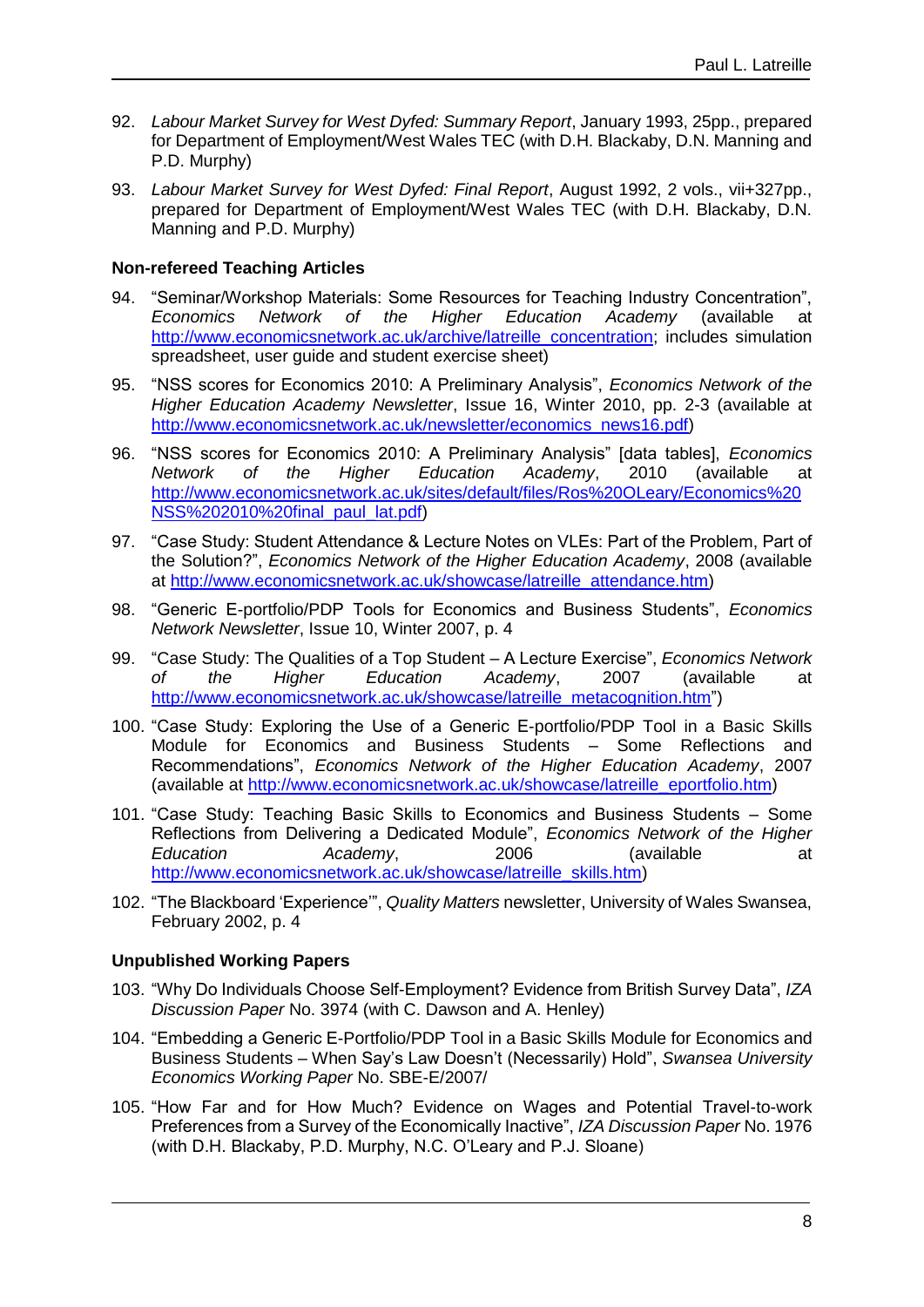92. *Labour Market Survey for West Dyfed: Summary Report*, January 1993, 25pp., prepared for Department of Employment/West Wales TEC (with D.H. Blackaby, D.N. Manning and P.D. Murphy)

93. *Labour Market Survey for West Dyfed: Final Report*, August 1992, 2 vols., vii+327pp., prepared for Department of Employment/West Wales TEC (with D.H. Blackaby, D.N. Manning and P.D. Murphy)

**Non-refereed Teaching Articles**

94. "Seminar/Workshop Materials: Some Resources for Teaching Industry Concentration", *Economics Network of the Higher Education Academy* (available at http://www.economicsnetwork.ac.uk/archive/latreille_concentration; includes simulation spreadsheet, user guide and student exercise sheet)

95. "NSS scores for Economics 2010: A Preliminary Analysis", *Economics Network of the Higher Education Academy Newsletter*, Issue 16, Winter 2010, pp. 2-3 (available at http://www.economicsnetwork.ac.uk/newsletter/economics_news16.pdf)

96. "NSS scores for Economics 2010: A Preliminary Analysis" [data tables], *Economics Network of the Higher Education Academy*, 2010 (available at http://www.economicsnetwork.ac.uk/sites/default/files/Ros%20OLeary/Economics%20NSS%202010%20final_paul_lat.pdf)

97. "Case Study: Student Attendance & Lecture Notes on VLEs: Part of the Problem, Part of the Solution?", *Economics Network of the Higher Education Academy*, 2008 (available at http://www.economicsnetwork.ac.uk/showcase/latreille_attendance.htm)

98. "Generic E-portfolio/PDP Tools for Economics and Business Students", *Economics Network Newsletter*, Issue 10, Winter 2007, p. 4

99. "Case Study: The Qualities of a Top Student – A Lecture Exercise", *Economics Network of the Higher Education Academy*, 2007 (available at http://www.economicsnetwork.ac.uk/showcase/latreille_metacognition.htm")

100. "Case Study: Exploring the Use of a Generic E-portfolio/PDP Tool in a Basic Skills Module for Economics and Business Students – Some Reflections and Recommendations", *Economics Network of the Higher Education Academy*, 2007 (available at http://www.economicsnetwork.ac.uk/showcase/latreille_eportfolio.htm)

101. "Case Study: Teaching Basic Skills to Economics and Business Students – Some Reflections from Delivering a Dedicated Module", *Economics Network of the Higher Education Academy*, 2006 (available at http://www.economicsnetwork.ac.uk/showcase/latreille_skills.htm)

102. "The Blackboard 'Experience'", *Quality Matters* newsletter, University of Wales Swansea, February 2002, p. 4

**Unpublished Working Papers**

103. "Why Do Individuals Choose Self-Employment? Evidence from British Survey Data", *IZA Discussion Paper* No. 3974 (with C. Dawson and A. Henley)

104. "Embedding a Generic E-Portfolio/PDP Tool in a Basic Skills Module for Economics and Business Students – When Say's Law Doesn't (Necessarily) Hold", *Swansea University Economics Working Paper* No. SBE-E/2007/

105. "How Far and for How Much? Evidence on Wages and Potential Travel-to-work Preferences from a Survey of the Economically Inactive", *IZA Discussion Paper* No. 1976 (with D.H. Blackaby, P.D. Murphy, N.C. O'Leary and P.J. Sloane)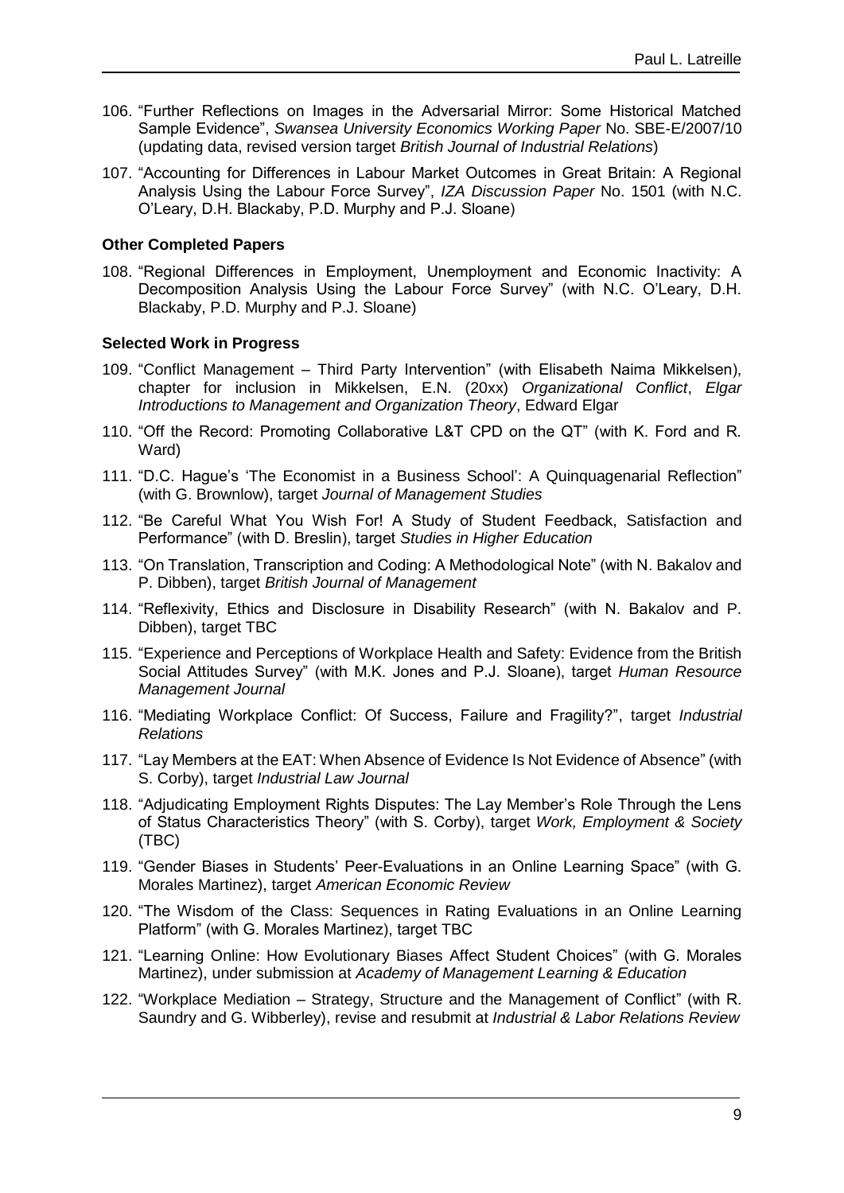106. "Further Reflections on Images in the Adversarial Mirror: Some Historical Matched Sample Evidence", *Swansea University Economics Working Paper* No. SBE-E/2007/10 (updating data, revised version target *British Journal of Industrial Relations*)

107. "Accounting for Differences in Labour Market Outcomes in Great Britain: A Regional Analysis Using the Labour Force Survey", *IZA Discussion Paper* No. 1501 (with N.C. O'Leary, D.H. Blackaby, P.D. Murphy and P.J. Sloane)

**Other Completed Papers**

108. "Regional Differences in Employment, Unemployment and Economic Inactivity: A Decomposition Analysis Using the Labour Force Survey" (with N.C. O'Leary, D.H. Blackaby, P.D. Murphy and P.J. Sloane)

**Selected Work in Progress**

109. "Conflict Management – Third Party Intervention" (with Elisabeth Naima Mikkelsen), chapter for inclusion in Mikkelsen, E.N. (20xx) *Organizational Conflict*, *Elgar Introductions to Management and Organization Theory*, Edward Elgar

110. "Off the Record: Promoting Collaborative L&T CPD on the QT" (with K. Ford and R. Ward)

111. "D.C. Hague's 'The Economist in a Business School': A Quinquagenarial Reflection" (with G. Brownlow), target *Journal of Management Studies*

112. "Be Careful What You Wish For! A Study of Student Feedback, Satisfaction and Performance" (with D. Breslin), target *Studies in Higher Education*

113. "On Translation, Transcription and Coding: A Methodological Note" (with N. Bakalov and P. Dibben), target *British Journal of Management*

114. "Reflexivity, Ethics and Disclosure in Disability Research" (with N. Bakalov and P. Dibben), target TBC

115. "Experience and Perceptions of Workplace Health and Safety: Evidence from the British Social Attitudes Survey" (with M.K. Jones and P.J. Sloane), target *Human Resource Management Journal*

116. "Mediating Workplace Conflict: Of Success, Failure and Fragility?", target *Industrial Relations*

117. "Lay Members at the EAT: When Absence of Evidence Is Not Evidence of Absence" (with S. Corby), target *Industrial Law Journal*

118. "Adjudicating Employment Rights Disputes: The Lay Member's Role Through the Lens of Status Characteristics Theory" (with S. Corby), target *Work, Employment & Society* (TBC)

119. "Gender Biases in Students' Peer-Evaluations in an Online Learning Space" (with G. Morales Martinez), target *American Economic Review*

120. "The Wisdom of the Class: Sequences in Rating Evaluations in an Online Learning Platform" (with G. Morales Martinez), target TBC

121. "Learning Online: How Evolutionary Biases Affect Student Choices" (with G. Morales Martinez), under submission at *Academy of Management Learning & Education*

122. "Workplace Mediation – Strategy, Structure and the Management of Conflict" (with R. Saundry and G. Wibberley), revise and resubmit at *Industrial & Labor Relations Review*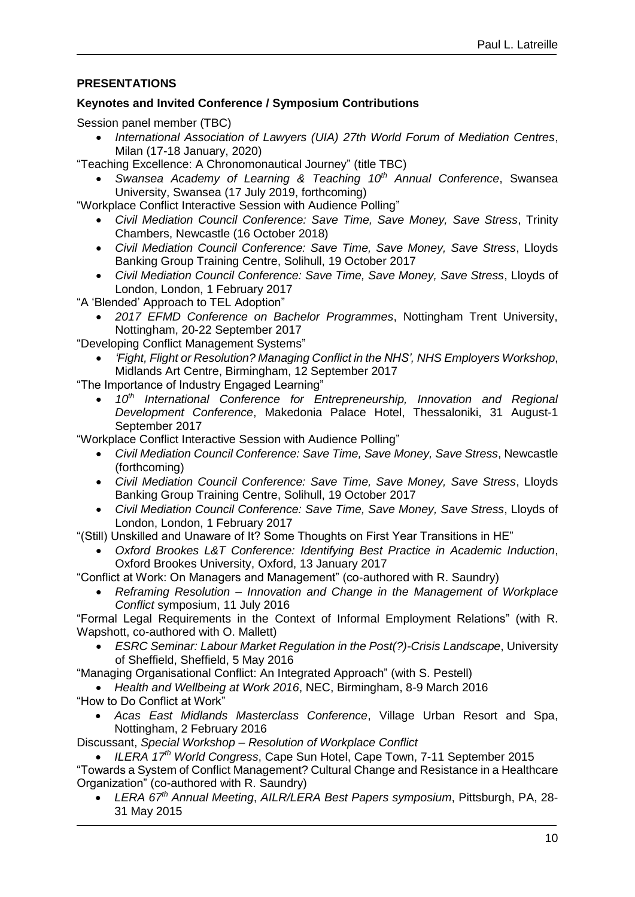## PRESENTATIONS

### Keynotes and Invited Conference / Symposium Contributions

Session panel member (TBC)

- *International Association of Lawyers (UIA) 27th World Forum of Mediation Centres*, Milan (17-18 January, 2020)

"Teaching Excellence: A Chronomonautical Journey" (title TBC)

- *Swansea Academy of Learning & Teaching 10th Annual Conference*, Swansea University, Swansea (17 July 2019, forthcoming)

"Workplace Conflict Interactive Session with Audience Polling"

- *Civil Mediation Council Conference: Save Time, Save Money, Save Stress*, Trinity Chambers, Newcastle (16 October 2018)
- *Civil Mediation Council Conference: Save Time, Save Money, Save Stress*, Lloyds Banking Group Training Centre, Solihull, 19 October 2017
- *Civil Mediation Council Conference: Save Time, Save Money, Save Stress*, Lloyds of London, London, 1 February 2017

"A 'Blended' Approach to TEL Adoption"

- *2017 EFMD Conference on Bachelor Programmes*, Nottingham Trent University, Nottingham, 20-22 September 2017

"Developing Conflict Management Systems"

- *'Fight, Flight or Resolution? Managing Conflict in the NHS', NHS Employers Workshop*, Midlands Art Centre, Birmingham, 12 September 2017

"The Importance of Industry Engaged Learning"

- *10th International Conference for Entrepreneurship, Innovation and Regional Development Conference*, Makedonia Palace Hotel, Thessaloniki, 31 August-1 September 2017

"Workplace Conflict Interactive Session with Audience Polling"

- *Civil Mediation Council Conference: Save Time, Save Money, Save Stress*, Newcastle (forthcoming)
- *Civil Mediation Council Conference: Save Time, Save Money, Save Stress*, Lloyds Banking Group Training Centre, Solihull, 19 October 2017
- *Civil Mediation Council Conference: Save Time, Save Money, Save Stress*, Lloyds of London, London, 1 February 2017

"(Still) Unskilled and Unaware of It? Some Thoughts on First Year Transitions in HE"

- *Oxford Brookes L&T Conference: Identifying Best Practice in Academic Induction*, Oxford Brookes University, Oxford, 13 January 2017

"Conflict at Work: On Managers and Management" (co-authored with R. Saundry)

- *Reframing Resolution – Innovation and Change in the Management of Workplace Conflict* symposium, 11 July 2016

"Formal Legal Requirements in the Context of Informal Employment Relations" (with R. Wapshott, co-authored with O. Mallett)

- *ESRC Seminar: Labour Market Regulation in the Post(?)-Crisis Landscape*, University of Sheffield, Sheffield, 5 May 2016

"Managing Organisational Conflict: An Integrated Approach" (with S. Pestell)

- *Health and Wellbeing at Work 2016*, NEC, Birmingham, 8-9 March 2016

"How to Do Conflict at Work"

- *Acas East Midlands Masterclass Conference*, Village Urban Resort and Spa, Nottingham, 2 February 2016

Discussant, *Special Workshop – Resolution of Workplace Conflict*

- *ILERA 17th World Congress*, Cape Sun Hotel, Cape Town, 7-11 September 2015

"Towards a System of Conflict Management? Cultural Change and Resistance in a Healthcare Organization" (co-authored with R. Saundry)

- *LERA 67th Annual Meeting*, *AILR/LERA Best Papers symposium*, Pittsburgh, PA, 28-31 May 2015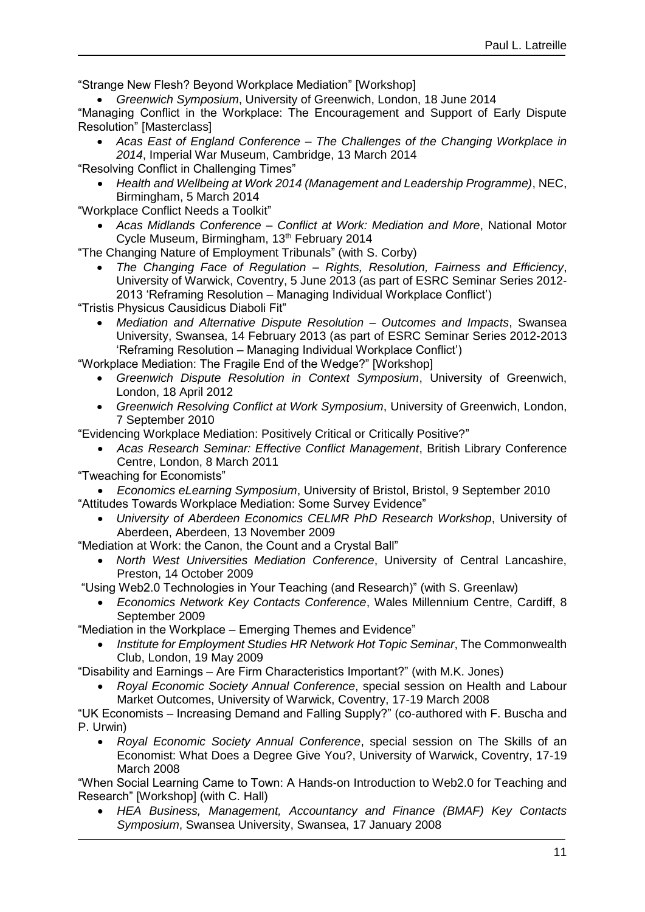"Strange New Flesh? Beyond Workplace Mediation" [Workshop]

- *Greenwich Symposium*, University of Greenwich, London, 18 June 2014

"Managing Conflict in the Workplace: The Encouragement and Support of Early Dispute Resolution" [Masterclass]

- *Acas East of England Conference – The Challenges of the Changing Workplace in 2014*, Imperial War Museum, Cambridge, 13 March 2014

"Resolving Conflict in Challenging Times"

- *Health and Wellbeing at Work 2014 (Management and Leadership Programme)*, NEC, Birmingham, 5 March 2014

"Workplace Conflict Needs a Toolkit"

- *Acas Midlands Conference – Conflict at Work: Mediation and More*, National Motor Cycle Museum, Birmingham, 13th February 2014

"The Changing Nature of Employment Tribunals" (with S. Corby)

- *The Changing Face of Regulation – Rights, Resolution, Fairness and Efficiency*, University of Warwick, Coventry, 5 June 2013 (as part of ESRC Seminar Series 2012-2013 'Reframing Resolution – Managing Individual Workplace Conflict')

"Tristis Physicus Causidicus Diaboli Fit"

- *Mediation and Alternative Dispute Resolution – Outcomes and Impacts*, Swansea University, Swansea, 14 February 2013 (as part of ESRC Seminar Series 2012-2013 'Reframing Resolution – Managing Individual Workplace Conflict')

"Workplace Mediation: The Fragile End of the Wedge?" [Workshop]

- *Greenwich Dispute Resolution in Context Symposium*, University of Greenwich, London, 18 April 2012
- *Greenwich Resolving Conflict at Work Symposium*, University of Greenwich, London, 7 September 2010

"Evidencing Workplace Mediation: Positively Critical or Critically Positive?"

- *Acas Research Seminar: Effective Conflict Management*, British Library Conference Centre, London, 8 March 2011

"Tweaching for Economists"

- *Economics eLearning Symposium*, University of Bristol, Bristol, 9 September 2010

"Attitudes Towards Workplace Mediation: Some Survey Evidence"

- *University of Aberdeen Economics CELMR PhD Research Workshop*, University of Aberdeen, Aberdeen, 13 November 2009

"Mediation at Work: the Canon, the Count and a Crystal Ball"

- *North West Universities Mediation Conference*, University of Central Lancashire, Preston, 14 October 2009

"Using Web2.0 Technologies in Your Teaching (and Research)" (with S. Greenlaw)

- *Economics Network Key Contacts Conference*, Wales Millennium Centre, Cardiff, 8 September 2009

"Mediation in the Workplace – Emerging Themes and Evidence"

- *Institute for Employment Studies HR Network Hot Topic Seminar*, The Commonwealth Club, London, 19 May 2009

"Disability and Earnings – Are Firm Characteristics Important?" (with M.K. Jones)

- *Royal Economic Society Annual Conference*, special session on Health and Labour Market Outcomes, University of Warwick, Coventry, 17-19 March 2008

"UK Economists – Increasing Demand and Falling Supply?" (co-authored with F. Buscha and P. Urwin)

- *Royal Economic Society Annual Conference*, special session on The Skills of an Economist: What Does a Degree Give You?, University of Warwick, Coventry, 17-19 March 2008

"When Social Learning Came to Town: A Hands-on Introduction to Web2.0 for Teaching and Research" [Workshop] (with C. Hall)

- *HEA Business, Management, Accountancy and Finance (BMAF) Key Contacts Symposium*, Swansea University, Swansea, 17 January 2008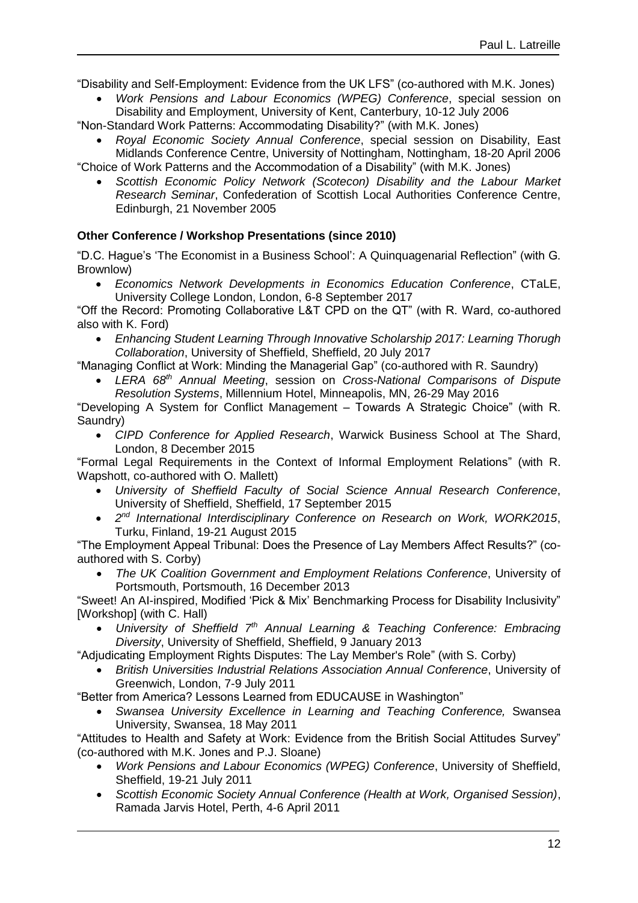"Disability and Self-Employment: Evidence from the UK LFS" (co-authored with M.K. Jones)

- *Work Pensions and Labour Economics (WPEG) Conference*, special session on Disability and Employment, University of Kent, Canterbury, 10-12 July 2006

"Non-Standard Work Patterns: Accommodating Disability?" (with M.K. Jones)

- *Royal Economic Society Annual Conference*, special session on Disability, East Midlands Conference Centre, University of Nottingham, Nottingham, 18-20 April 2006

"Choice of Work Patterns and the Accommodation of a Disability" (with M.K. Jones)

- *Scottish Economic Policy Network (Scotecon) Disability and the Labour Market Research Seminar*, Confederation of Scottish Local Authorities Conference Centre, Edinburgh, 21 November 2005

**Other Conference / Workshop Presentations (since 2010)**

"D.C. Hague's 'The Economist in a Business School': A Quinquagenarial Reflection" (with G. Brownlow)

- *Economics Network Developments in Economics Education Conference*, CTaLE, University College London, London, 6-8 September 2017

"Off the Record: Promoting Collaborative L&T CPD on the QT" (with R. Ward, co-authored also with K. Ford)

- *Enhancing Student Learning Through Innovative Scholarship 2017: Learning Thorugh Collaboration*, University of Sheffield, Sheffield, 20 July 2017

"Managing Conflict at Work: Minding the Managerial Gap" (co-authored with R. Saundry)

- *LERA 68th Annual Meeting*, session on *Cross-National Comparisons of Dispute Resolution Systems*, Millennium Hotel, Minneapolis, MN, 26-29 May 2016

"Developing A System for Conflict Management – Towards A Strategic Choice" (with R. Saundry)

- *CIPD Conference for Applied Research*, Warwick Business School at The Shard, London, 8 December 2015

"Formal Legal Requirements in the Context of Informal Employment Relations" (with R. Wapshott, co-authored with O. Mallett)

- *University of Sheffield Faculty of Social Science Annual Research Conference*, University of Sheffield, Sheffield, 17 September 2015
- *2nd International Interdisciplinary Conference on Research on Work, WORK2015*, Turku, Finland, 19-21 August 2015

"The Employment Appeal Tribunal: Does the Presence of Lay Members Affect Results?" (co-authored with S. Corby)

- *The UK Coalition Government and Employment Relations Conference*, University of Portsmouth, Portsmouth, 16 December 2013

"Sweet! An AI-inspired, Modified 'Pick & Mix' Benchmarking Process for Disability Inclusivity" [Workshop] (with C. Hall)

- *University of Sheffield 7th Annual Learning & Teaching Conference: Embracing Diversity*, University of Sheffield, Sheffield, 9 January 2013

"Adjudicating Employment Rights Disputes: The Lay Member's Role" (with S. Corby)

- *British Universities Industrial Relations Association Annual Conference*, University of Greenwich, London, 7-9 July 2011

"Better from America? Lessons Learned from EDUCAUSE in Washington"

- *Swansea University Excellence in Learning and Teaching Conference,* Swansea University, Swansea, 18 May 2011

"Attitudes to Health and Safety at Work: Evidence from the British Social Attitudes Survey" (co-authored with M.K. Jones and P.J. Sloane)

- *Work Pensions and Labour Economics (WPEG) Conference*, University of Sheffield, Sheffield, 19-21 July 2011
- *Scottish Economic Society Annual Conference (Health at Work, Organised Session)*, Ramada Jarvis Hotel, Perth, 4-6 April 2011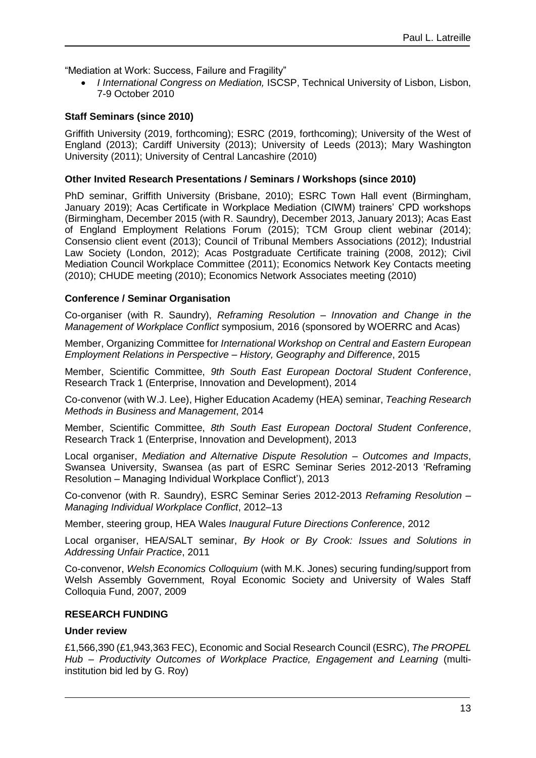"Mediation at Work: Success, Failure and Fragility"

- *I International Congress on Mediation,* ISCSP, Technical University of Lisbon, Lisbon, 7-9 October 2010

### Staff Seminars (since 2010)

Griffith University (2019, forthcoming); ESRC (2019, forthcoming); University of the West of England (2013); Cardiff University (2013); University of Leeds (2013); Mary Washington University (2011); University of Central Lancashire (2010)

### Other Invited Research Presentations / Seminars / Workshops (since 2010)

PhD seminar, Griffith University (Brisbane, 2010); ESRC Town Hall event (Birmingham, January 2019); Acas Certificate in Workplace Mediation (CIWM) trainers' CPD workshops (Birmingham, December 2015 (with R. Saundry), December 2013, January 2013); Acas East of England Employment Relations Forum (2015); TCM Group client webinar (2014); Consensio client event (2013); Council of Tribunal Members Associations (2012); Industrial Law Society (London, 2012); Acas Postgraduate Certificate training (2008, 2012); Civil Mediation Council Workplace Committee (2011); Economics Network Key Contacts meeting (2010); CHUDE meeting (2010); Economics Network Associates meeting (2010)

### Conference / Seminar Organisation

Co-organiser (with R. Saundry), *Reframing Resolution – Innovation and Change in the Management of Workplace Conflict* symposium, 2016 (sponsored by WOERRC and Acas)

Member, Organizing Committee for *International Workshop on Central and Eastern European Employment Relations in Perspective – History, Geography and Difference*, 2015

Member, Scientific Committee, *9th South East European Doctoral Student Conference*, Research Track 1 (Enterprise, Innovation and Development), 2014

Co-convenor (with W.J. Lee), Higher Education Academy (HEA) seminar, *Teaching Research Methods in Business and Management*, 2014

Member, Scientific Committee, *8th South East European Doctoral Student Conference*, Research Track 1 (Enterprise, Innovation and Development), 2013

Local organiser, *Mediation and Alternative Dispute Resolution – Outcomes and Impacts*, Swansea University, Swansea (as part of ESRC Seminar Series 2012-2013 'Reframing Resolution – Managing Individual Workplace Conflict'), 2013

Co-convenor (with R. Saundry), ESRC Seminar Series 2012-2013 *Reframing Resolution – Managing Individual Workplace Conflict*, 2012–13

Member, steering group, HEA Wales *Inaugural Future Directions Conference*, 2012

Local organiser, HEA/SALT seminar, *By Hook or By Crook: Issues and Solutions in Addressing Unfair Practice*, 2011

Co-convenor, *Welsh Economics Colloquium* (with M.K. Jones) securing funding/support from Welsh Assembly Government, Royal Economic Society and University of Wales Staff Colloquia Fund, 2007, 2009

## RESEARCH FUNDING

### Under review

£1,566,390 (£1,943,363 FEC), Economic and Social Research Council (ESRC), *The PROPEL Hub – Productivity Outcomes of Workplace Practice, Engagement and Learning* (multi-institution bid led by G. Roy)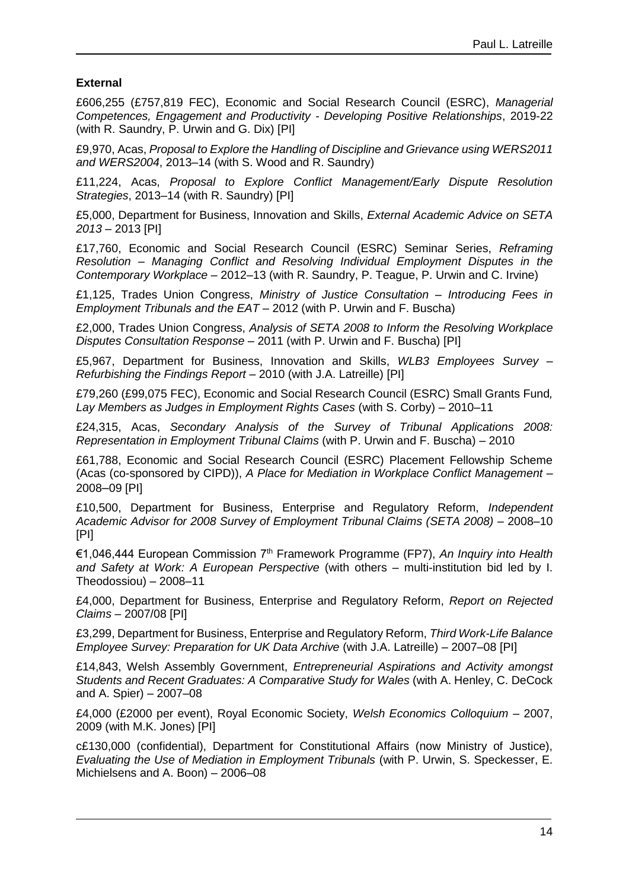**External**

£606,255 (£757,819 FEC), Economic and Social Research Council (ESRC), *Managerial Competences, Engagement and Productivity - Developing Positive Relationships*, 2019-22 (with R. Saundry, P. Urwin and G. Dix) [PI]

£9,970, Acas, *Proposal to Explore the Handling of Discipline and Grievance using WERS2011 and WERS2004*, 2013–14 (with S. Wood and R. Saundry)

£11,224, Acas, *Proposal to Explore Conflict Management/Early Dispute Resolution Strategies*, 2013–14 (with R. Saundry) [PI]

£5,000, Department for Business, Innovation and Skills, *External Academic Advice on SETA 2013* – 2013 [PI]

£17,760, Economic and Social Research Council (ESRC) Seminar Series, *Reframing Resolution – Managing Conflict and Resolving Individual Employment Disputes in the Contemporary Workplace* – 2012–13 (with R. Saundry, P. Teague, P. Urwin and C. Irvine)

£1,125, Trades Union Congress, *Ministry of Justice Consultation – Introducing Fees in Employment Tribunals and the EAT* – 2012 (with P. Urwin and F. Buscha)

£2,000, Trades Union Congress, *Analysis of SETA 2008 to Inform the Resolving Workplace Disputes Consultation Response* – 2011 (with P. Urwin and F. Buscha) [PI]

£5,967, Department for Business, Innovation and Skills, *WLB3 Employees Survey – Refurbishing the Findings Report* – 2010 (with J.A. Latreille) [PI]

£79,260 (£99,075 FEC), Economic and Social Research Council (ESRC) Small Grants Fund*, Lay Members as Judges in Employment Rights Cases* (with S. Corby) – 2010–11

£24,315, Acas, *Secondary Analysis of the Survey of Tribunal Applications 2008: Representation in Employment Tribunal Claims* (with P. Urwin and F. Buscha) – 2010

£61,788, Economic and Social Research Council (ESRC) Placement Fellowship Scheme (Acas (co-sponsored by CIPD)), *A Place for Mediation in Workplace Conflict Management* – 2008–09 [PI]

£10,500, Department for Business, Enterprise and Regulatory Reform, *Independent Academic Advisor for 2008 Survey of Employment Tribunal Claims (SETA 2008)* – 2008–10 [PI]

€1,046,444 European Commission 7th Framework Programme (FP7), *An Inquiry into Health and Safety at Work: A European Perspective* (with others – multi-institution bid led by I. Theodossiou) – 2008–11

£4,000, Department for Business, Enterprise and Regulatory Reform, *Report on Rejected Claims* – 2007/08 [PI]

£3,299, Department for Business, Enterprise and Regulatory Reform, *Third Work-Life Balance Employee Survey: Preparation for UK Data Archive* (with J.A. Latreille) – 2007–08 [PI]

£14,843, Welsh Assembly Government, *Entrepreneurial Aspirations and Activity amongst Students and Recent Graduates: A Comparative Study for Wales* (with A. Henley, C. DeCock and A. Spier) – 2007–08

£4,000 (£2000 per event), Royal Economic Society, *Welsh Economics Colloquium* – 2007, 2009 (with M.K. Jones) [PI]

c£130,000 (confidential), Department for Constitutional Affairs (now Ministry of Justice), *Evaluating the Use of Mediation in Employment Tribunals* (with P. Urwin, S. Speckesser, E. Michielsens and A. Boon) – 2006–08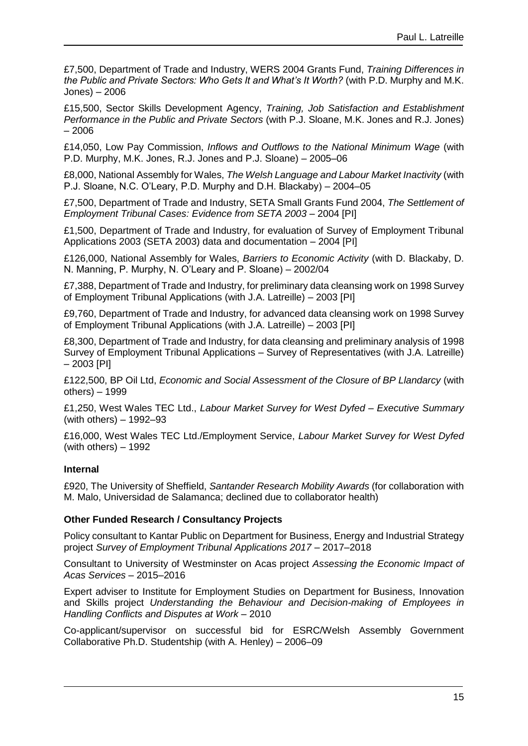£7,500, Department of Trade and Industry, WERS 2004 Grants Fund, *Training Differences in the Public and Private Sectors: Who Gets It and What's It Worth?* (with P.D. Murphy and M.K. Jones) – 2006

£15,500, Sector Skills Development Agency, *Training, Job Satisfaction and Establishment Performance in the Public and Private Sectors* (with P.J. Sloane, M.K. Jones and R.J. Jones) – 2006

£14,050, Low Pay Commission, *Inflows and Outflows to the National Minimum Wage* (with P.D. Murphy, M.K. Jones, R.J. Jones and P.J. Sloane) – 2005–06

£8,000, National Assembly for Wales, *The Welsh Language and Labour Market Inactivity* (with P.J. Sloane, N.C. O'Leary, P.D. Murphy and D.H. Blackaby) – 2004–05

£7,500, Department of Trade and Industry, SETA Small Grants Fund 2004, *The Settlement of Employment Tribunal Cases: Evidence from SETA 2003* – 2004 [PI]

£1,500, Department of Trade and Industry, for evaluation of Survey of Employment Tribunal Applications 2003 (SETA 2003) data and documentation – 2004 [PI]

£126,000, National Assembly for Wales, *Barriers to Economic Activity* (with D. Blackaby, D. N. Manning, P. Murphy, N. O'Leary and P. Sloane) – 2002/04

£7,388, Department of Trade and Industry, for preliminary data cleansing work on 1998 Survey of Employment Tribunal Applications (with J.A. Latreille) – 2003 [PI]

£9,760, Department of Trade and Industry, for advanced data cleansing work on 1998 Survey of Employment Tribunal Applications (with J.A. Latreille) – 2003 [PI]

£8,300, Department of Trade and Industry, for data cleansing and preliminary analysis of 1998 Survey of Employment Tribunal Applications – Survey of Representatives (with J.A. Latreille) – 2003 [PI]

£122,500, BP Oil Ltd, *Economic and Social Assessment of the Closure of BP Llandarcy* (with others) – 1999

£1,250, West Wales TEC Ltd., *Labour Market Survey for West Dyfed – Executive Summary* (with others) – 1992–93

£16,000, West Wales TEC Ltd./Employment Service, *Labour Market Survey for West Dyfed* (with others) – 1992

**Internal**

£920, The University of Sheffield, *Santander Research Mobility Awards* (for collaboration with M. Malo, Universidad de Salamanca; declined due to collaborator health)

**Other Funded Research / Consultancy Projects**

Policy consultant to Kantar Public on Department for Business, Energy and Industrial Strategy project *Survey of Employment Tribunal Applications 2017* – 2017–2018

Consultant to University of Westminster on Acas project *Assessing the Economic Impact of Acas Services* – 2015–2016

Expert adviser to Institute for Employment Studies on Department for Business, Innovation and Skills project *Understanding the Behaviour and Decision-making of Employees in Handling Conflicts and Disputes at Work* – 2010

Co-applicant/supervisor on successful bid for ESRC/Welsh Assembly Government Collaborative Ph.D. Studentship (with A. Henley) – 2006–09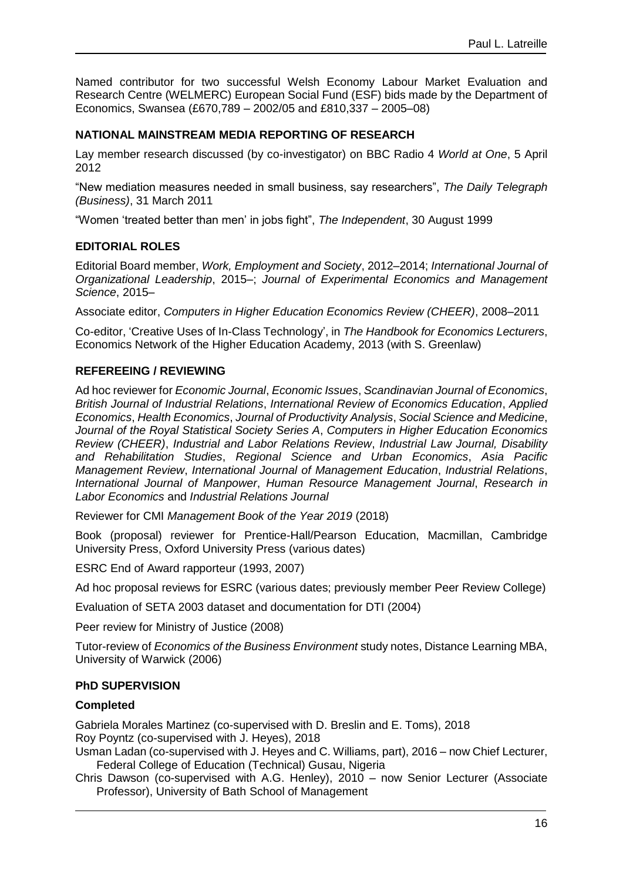Named contributor for two successful Welsh Economy Labour Market Evaluation and Research Centre (WELMERC) European Social Fund (ESF) bids made by the Department of Economics, Swansea (£670,789 – 2002/05 and £810,337 – 2005–08)

## NATIONAL MAINSTREAM MEDIA REPORTING OF RESEARCH

Lay member research discussed (by co-investigator) on BBC Radio 4 *World at One*, 5 April 2012

"New mediation measures needed in small business, say researchers", *The Daily Telegraph (Business)*, 31 March 2011

"Women 'treated better than men' in jobs fight", *The Independent*, 30 August 1999

## EDITORIAL ROLES

Editorial Board member, *Work, Employment and Society*, 2012–2014; *International Journal of Organizational Leadership*, 2015–; *Journal of Experimental Economics and Management Science*, 2015–

Associate editor, *Computers in Higher Education Economics Review (CHEER)*, 2008–2011

Co-editor, 'Creative Uses of In-Class Technology', in *The Handbook for Economics Lecturers*, Economics Network of the Higher Education Academy, 2013 (with S. Greenlaw)

## REFEREEING / REVIEWING

Ad hoc reviewer for *Economic Journal*, *Economic Issues*, *Scandinavian Journal of Economics*, *British Journal of Industrial Relations*, *International Review of Economics Education*, *Applied Economics*, *Health Economics*, *Journal of Productivity Analysis*, *Social Science and Medicine*, *Journal of the Royal Statistical Society Series A*, *Computers in Higher Education Economics Review (CHEER)*, *Industrial and Labor Relations Review*, *Industrial Law Journal, Disability and Rehabilitation Studies*, *Regional Science and Urban Economics*, *Asia Pacific Management Review*, *International Journal of Management Education*, *Industrial Relations*, *International Journal of Manpower*, *Human Resource Management Journal*, *Research in Labor Economics* and *Industrial Relations Journal*

Reviewer for CMI *Management Book of the Year 2019* (2018)

Book (proposal) reviewer for Prentice-Hall/Pearson Education, Macmillan, Cambridge University Press, Oxford University Press (various dates)

ESRC End of Award rapporteur (1993, 2007)

Ad hoc proposal reviews for ESRC (various dates; previously member Peer Review College)

Evaluation of SETA 2003 dataset and documentation for DTI (2004)

Peer review for Ministry of Justice (2008)

Tutor-review of *Economics of the Business Environment* study notes, Distance Learning MBA, University of Warwick (2006)

## PhD SUPERVISION

### Completed

Gabriela Morales Martinez (co-supervised with D. Breslin and E. Toms), 2018

Roy Poyntz (co-supervised with J. Heyes), 2018

Usman Ladan (co-supervised with J. Heyes and C. Williams, part), 2016 – now Chief Lecturer, Federal College of Education (Technical) Gusau, Nigeria

Chris Dawson (co-supervised with A.G. Henley), 2010 – now Senior Lecturer (Associate Professor), University of Bath School of Management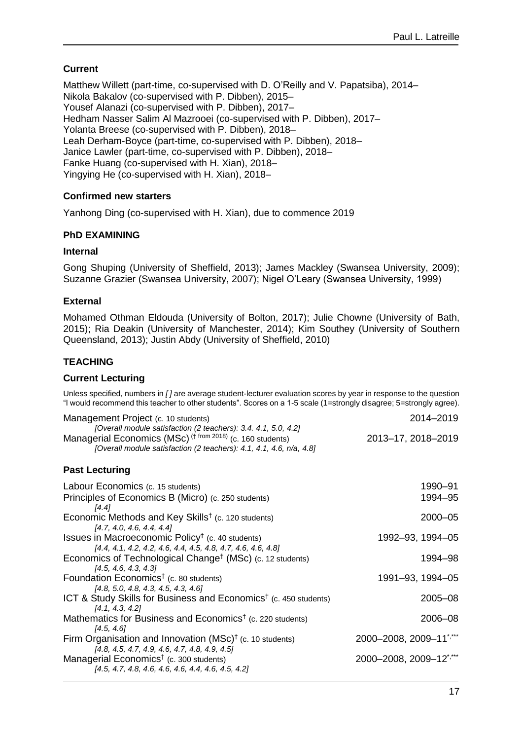### Current

Matthew Willett (part-time, co-supervised with D. O'Reilly and V. Papatsiba), 2014–
Nikola Bakalov (co-supervised with P. Dibben), 2015–
Yousef Alanazi (co-supervised with P. Dibben), 2017–
Hedham Nasser Salim Al Mazrooei (co-supervised with P. Dibben), 2017–
Yolanta Breese (co-supervised with P. Dibben), 2018–
Leah Derham-Boyce (part-time, co-supervised with P. Dibben), 2018–
Janice Lawler (part-time, co-supervised with P. Dibben), 2018–
Fanke Huang (co-supervised with H. Xian), 2018–
Yingying He (co-supervised with H. Xian), 2018–

### Confirmed new starters

Yanhong Ding (co-supervised with H. Xian), due to commence 2019

## PhD EXAMINING

### Internal

Gong Shuping (University of Sheffield, 2013); James Mackley (Swansea University, 2009); Suzanne Grazier (Swansea University, 2007); Nigel O'Leary (Swansea University, 1999)

### External

Mohamed Othman Eldouda (University of Bolton, 2017); Julie Chowne (University of Bath, 2015); Ria Deakin (University of Manchester, 2014); Kim Southey (University of Southern Queensland, 2013); Justin Abdy (University of Sheffield, 2010)

## TEACHING

### Current Lecturing

Unless specified, numbers in *[ ]* are average student-lecturer evaluation scores by year in response to the question "I would recommend this teacher to other students". Scores on a 1-5 scale (1=strongly disagree; 5=strongly agree).

Management Project (c. 10 students) — 2014–2019
*[Overall module satisfaction (2 teachers): 3.4. 4.1, 5.0, 4.2]*

Managerial Economics (MSc) († from 2018) (c. 160 students) — 2013–17, 2018–2019
*[Overall module satisfaction (2 teachers): 4.1, 4.1, 4.6, n/a, 4.8]*

### Past Lecturing

Labour Economics (c. 15 students) — 1990–91

Principles of Economics B (Micro) (c. 250 students) — 1994–95
*[4.4]*

Economic Methods and Key Skills† (c. 120 students) — 2000–05
*[4.7, 4.0, 4.6, 4.4, 4.4]*

Issues in Macroeconomic Policy† (c. 40 students) — 1992–93, 1994–05
*[4.4, 4.1, 4.2, 4.2, 4.6, 4.4, 4.5, 4.8, 4.7, 4.6, 4.6, 4.8]*

Economics of Technological Change† (MSc) (c. 12 students) — 1994–98
*[4.5, 4.6, 4.3, 4.3]*

Foundation Economics† (c. 80 students) — 1991–93, 1994–05
*[4.8, 5.0, 4.8, 4.3, 4.5, 4.3, 4.6]*

ICT & Study Skills for Business and Economics† (c. 450 students) — 2005–08
*[4.1, 4.3, 4.2]*

Mathematics for Business and Economics† (c. 220 students) — 2006–08
*[4.5, 4.6]*

Firm Organisation and Innovation (MSc)† (c. 10 students) — 2000–2008, 2009–11*,***
*[4.8, 4.5, 4.7, 4.9, 4.6, 4.7, 4.8, 4.9, 4.5]*

Managerial Economics† (c. 300 students) — 2000–2008, 2009–12*,***
*[4.5, 4.7, 4.8, 4.6, 4.6, 4.6, 4.4, 4.6, 4.5, 4.2]*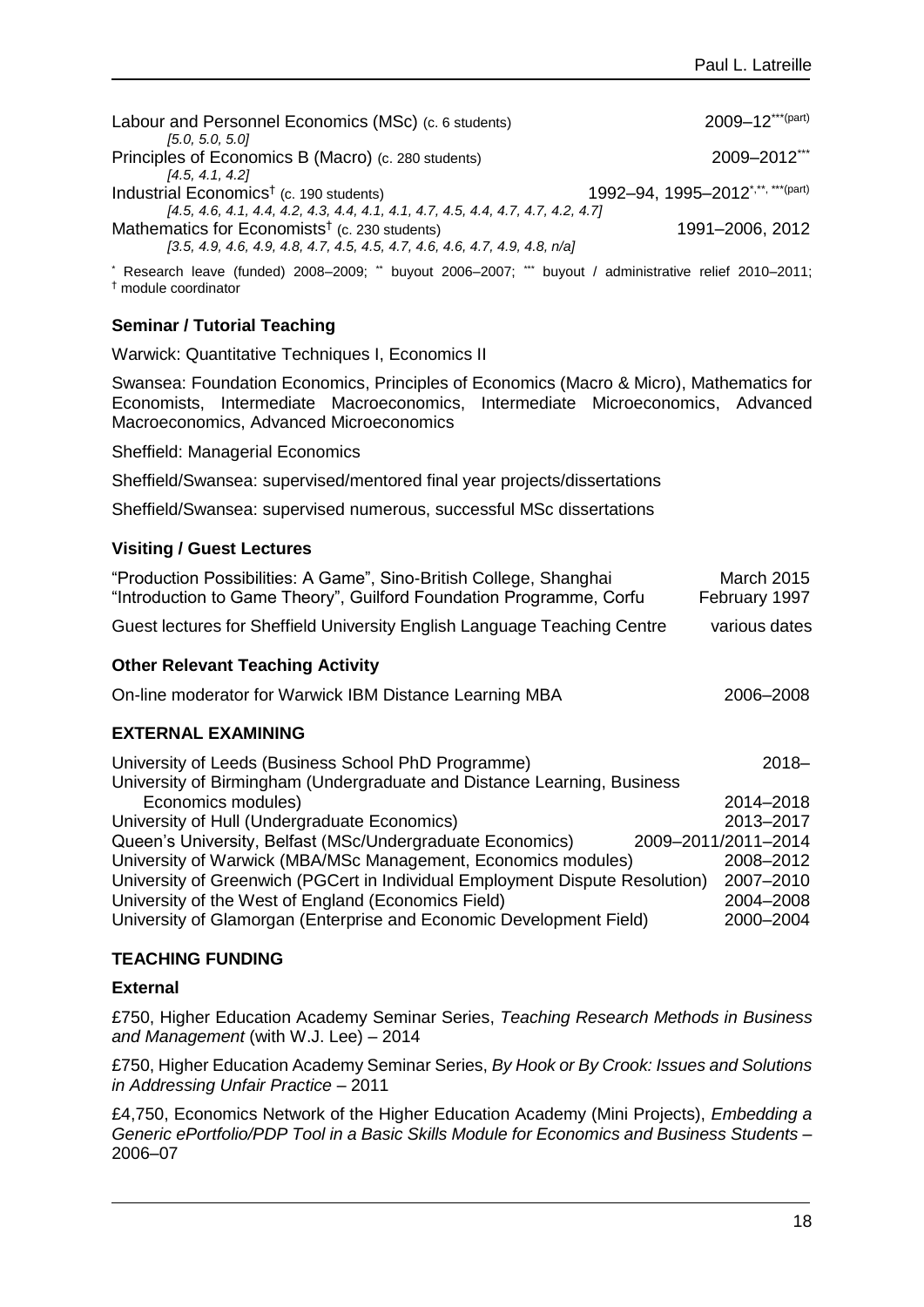Labour and Personnel Economics (MSc) (c. 6 students) 2009–12***(part)
*[5.0, 5.0, 5.0]*

Principles of Economics B (Macro) (c. 280 students) 2009–2012***
*[4.5, 4.1, 4.2]*

Industrial Economics† (c. 190 students) 1992–94, 1995–2012*,**, ***(part)
*[4.5, 4.6, 4.1, 4.4, 4.2, 4.3, 4.4, 4.1, 4.1, 4.7, 4.5, 4.4, 4.7, 4.7, 4.2, 4.7]*

Mathematics for Economists† (c. 230 students) 1991–2006, 2012
*[3.5, 4.9, 4.6, 4.9, 4.8, 4.7, 4.5, 4.5, 4.7, 4.6, 4.6, 4.7, 4.9, 4.8, n/a]*

\* Research leave (funded) 2008–2009; \** buyout 2006–2007; \*** buyout / administrative relief 2010–2011; † module coordinator

### Seminar / Tutorial Teaching

Warwick: Quantitative Techniques I, Economics II

Swansea: Foundation Economics, Principles of Economics (Macro & Micro), Mathematics for Economists, Intermediate Macroeconomics, Intermediate Microeconomics, Advanced Macroeconomics, Advanced Microeconomics

Sheffield: Managerial Economics

Sheffield/Swansea: supervised/mentored final year projects/dissertations

Sheffield/Swansea: supervised numerous, successful MSc dissertations

### Visiting / Guest Lectures

"Production Possibilities: A Game", Sino-British College, Shanghai — March 2015
"Introduction to Game Theory", Guilford Foundation Programme, Corfu — February 1997

Guest lectures for Sheffield University English Language Teaching Centre — various dates

### Other Relevant Teaching Activity

On-line moderator for Warwick IBM Distance Learning MBA — 2006–2008

## EXTERNAL EXAMINING

University of Leeds (Business School PhD Programme) — 2018–
University of Birmingham (Undergraduate and Distance Learning, Business Economics modules) — 2014–2018
University of Hull (Undergraduate Economics) — 2013–2017
Queen's University, Belfast (MSc/Undergraduate Economics) — 2009–2011/2011–2014
University of Warwick (MBA/MSc Management, Economics modules) — 2008–2012
University of Greenwich (PGCert in Individual Employment Dispute Resolution) — 2007–2010
University of the West of England (Economics Field) — 2004–2008
University of Glamorgan (Enterprise and Economic Development Field) — 2000–2004

## TEACHING FUNDING

### External

£750, Higher Education Academy Seminar Series, *Teaching Research Methods in Business and Management* (with W.J. Lee) – 2014

£750, Higher Education Academy Seminar Series, *By Hook or By Crook: Issues and Solutions in Addressing Unfair Practice* – 2011

£4,750, Economics Network of the Higher Education Academy (Mini Projects), *Embedding a Generic ePortfolio/PDP Tool in a Basic Skills Module for Economics and Business Students* – 2006–07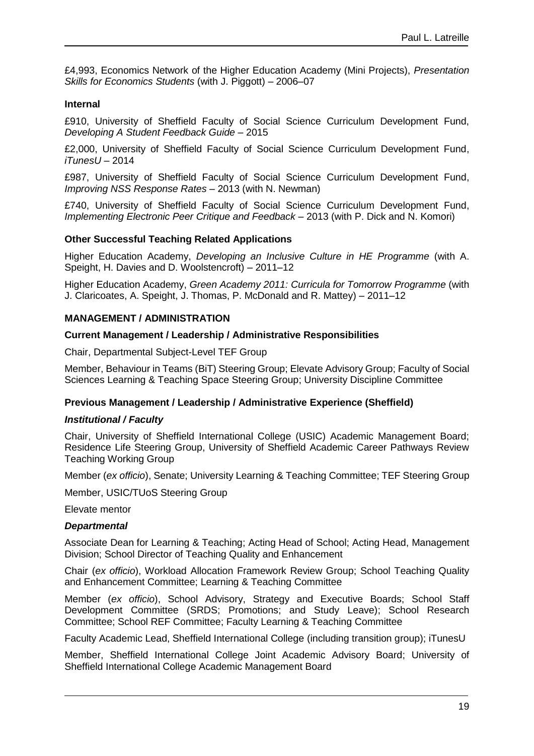£4,993, Economics Network of the Higher Education Academy (Mini Projects), *Presentation Skills for Economics Students* (with J. Piggott) – 2006–07

**Internal**

£910, University of Sheffield Faculty of Social Science Curriculum Development Fund, *Developing A Student Feedback Guide* – 2015

£2,000, University of Sheffield Faculty of Social Science Curriculum Development Fund, *iTunesU* – 2014

£987, University of Sheffield Faculty of Social Science Curriculum Development Fund, *Improving NSS Response Rates* – 2013 (with N. Newman)

£740, University of Sheffield Faculty of Social Science Curriculum Development Fund, *Implementing Electronic Peer Critique and Feedback* – 2013 (with P. Dick and N. Komori)

**Other Successful Teaching Related Applications**

Higher Education Academy, *Developing an Inclusive Culture in HE Programme* (with A. Speight, H. Davies and D. Woolstencroft) – 2011–12

Higher Education Academy, *Green Academy 2011: Curricula for Tomorrow Programme* (with J. Claricoates, A. Speight, J. Thomas, P. McDonald and R. Mattey) – 2011–12

## MANAGEMENT / ADMINISTRATION

**Current Management / Leadership / Administrative Responsibilities**

Chair, Departmental Subject-Level TEF Group

Member, Behaviour in Teams (BiT) Steering Group; Elevate Advisory Group; Faculty of Social Sciences Learning & Teaching Space Steering Group; University Discipline Committee

**Previous Management / Leadership / Administrative Experience (Sheffield)**

***Institutional / Faculty***

Chair, University of Sheffield International College (USIC) Academic Management Board; Residence Life Steering Group, University of Sheffield Academic Career Pathways Review Teaching Working Group

Member (*ex officio*), Senate; University Learning & Teaching Committee; TEF Steering Group

Member, USIC/TUoS Steering Group

Elevate mentor

***Departmental***

Associate Dean for Learning & Teaching; Acting Head of School; Acting Head, Management Division; School Director of Teaching Quality and Enhancement

Chair (*ex officio*), Workload Allocation Framework Review Group; School Teaching Quality and Enhancement Committee; Learning & Teaching Committee

Member (*ex officio*), School Advisory, Strategy and Executive Boards; School Staff Development Committee (SRDS; Promotions; and Study Leave); School Research Committee; School REF Committee; Faculty Learning & Teaching Committee

Faculty Academic Lead, Sheffield International College (including transition group); iTunesU

Member, Sheffield International College Joint Academic Advisory Board; University of Sheffield International College Academic Management Board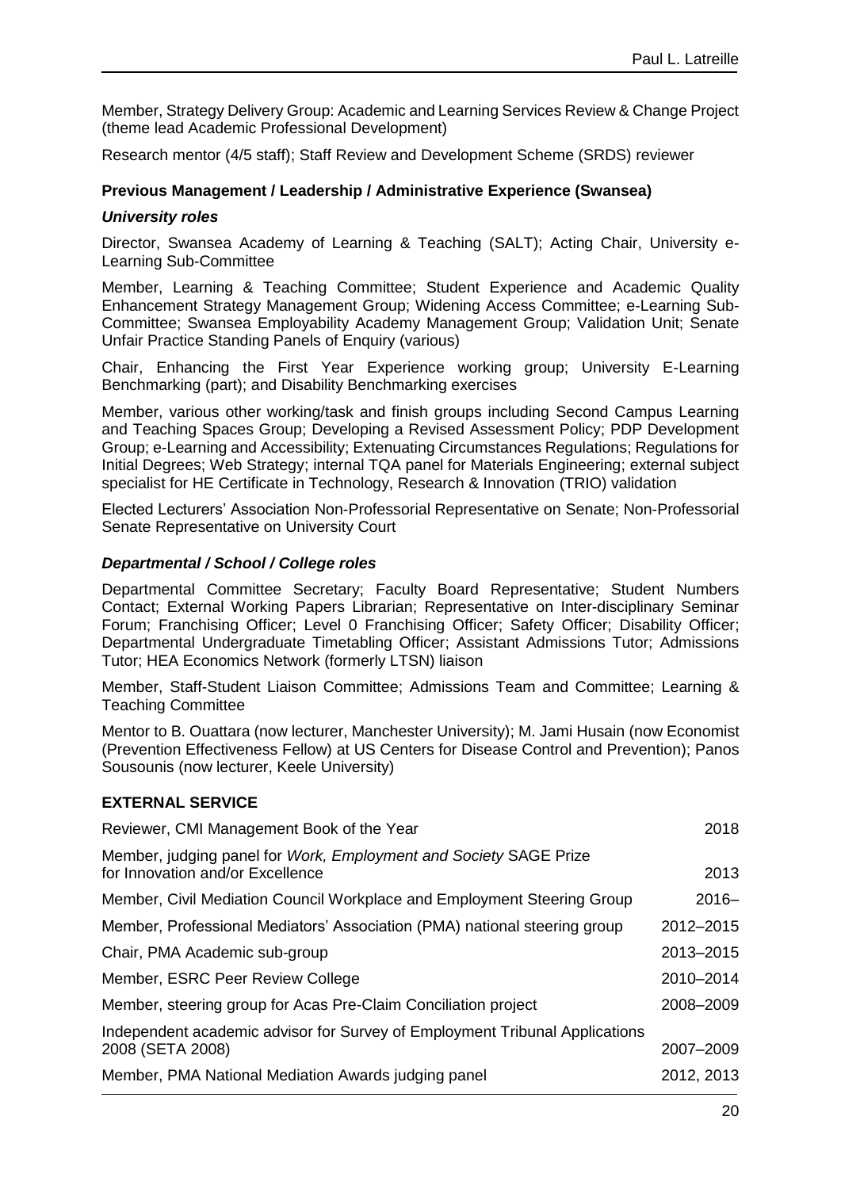Member, Strategy Delivery Group: Academic and Learning Services Review & Change Project (theme lead Academic Professional Development)

Research mentor (4/5 staff); Staff Review and Development Scheme (SRDS) reviewer

**Previous Management / Leadership / Administrative Experience (Swansea)**

***University roles***

Director, Swansea Academy of Learning & Teaching (SALT); Acting Chair, University e-Learning Sub-Committee

Member, Learning & Teaching Committee; Student Experience and Academic Quality Enhancement Strategy Management Group; Widening Access Committee; e-Learning Sub-Committee; Swansea Employability Academy Management Group; Validation Unit; Senate Unfair Practice Standing Panels of Enquiry (various)

Chair, Enhancing the First Year Experience working group; University E-Learning Benchmarking (part); and Disability Benchmarking exercises

Member, various other working/task and finish groups including Second Campus Learning and Teaching Spaces Group; Developing a Revised Assessment Policy; PDP Development Group; e-Learning and Accessibility; Extenuating Circumstances Regulations; Regulations for Initial Degrees; Web Strategy; internal TQA panel for Materials Engineering; external subject specialist for HE Certificate in Technology, Research & Innovation (TRIO) validation

Elected Lecturers' Association Non-Professorial Representative on Senate; Non-Professorial Senate Representative on University Court

***Departmental / School / College roles***

Departmental Committee Secretary; Faculty Board Representative; Student Numbers Contact; External Working Papers Librarian; Representative on Inter-disciplinary Seminar Forum; Franchising Officer; Level 0 Franchising Officer; Safety Officer; Disability Officer; Departmental Undergraduate Timetabling Officer; Assistant Admissions Tutor; Admissions Tutor; HEA Economics Network (formerly LTSN) liaison

Member, Staff-Student Liaison Committee; Admissions Team and Committee; Learning & Teaching Committee

Mentor to B. Ouattara (now lecturer, Manchester University); M. Jami Husain (now Economist (Prevention Effectiveness Fellow) at US Centers for Disease Control and Prevention); Panos Sousounis (now lecturer, Keele University)

**EXTERNAL SERVICE**

| | |
|---|---|
| Reviewer, CMI Management Book of the Year | 2018 |
| Member, judging panel for *Work, Employment and Society* SAGE Prize for Innovation and/or Excellence | 2013 |
| Member, Civil Mediation Council Workplace and Employment Steering Group | 2016– |
| Member, Professional Mediators' Association (PMA) national steering group | 2012–2015 |
| Chair, PMA Academic sub-group | 2013–2015 |
| Member, ESRC Peer Review College | 2010–2014 |
| Member, steering group for Acas Pre-Claim Conciliation project | 2008–2009 |
| Independent academic advisor for Survey of Employment Tribunal Applications 2008 (SETA 2008) | 2007–2009 |
| Member, PMA National Mediation Awards judging panel | 2012, 2013 |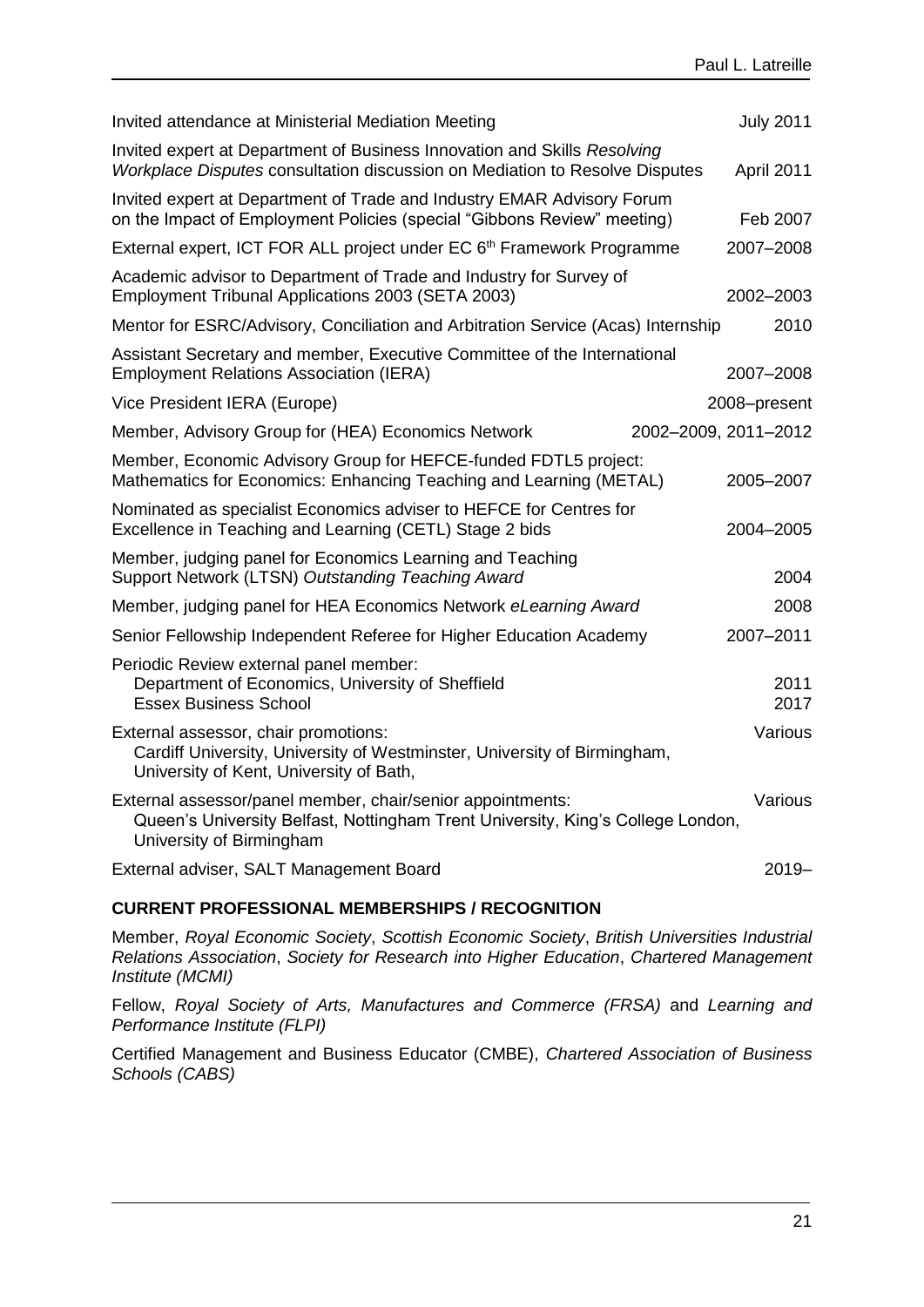| | |
|---|---|
| Invited attendance at Ministerial Mediation Meeting | July 2011 |
| Invited expert at Department of Business Innovation and Skills *Resolving Workplace Disputes* consultation discussion on Mediation to Resolve Disputes | April 2011 |
| Invited expert at Department of Trade and Industry EMAR Advisory Forum on the Impact of Employment Policies (special "Gibbons Review" meeting) | Feb 2007 |
| External expert, ICT FOR ALL project under EC 6th Framework Programme | 2007–2008 |
| Academic advisor to Department of Trade and Industry for Survey of Employment Tribunal Applications 2003 (SETA 2003) | 2002–2003 |
| Mentor for ESRC/Advisory, Conciliation and Arbitration Service (Acas) Internship | 2010 |
| Assistant Secretary and member, Executive Committee of the International Employment Relations Association (IERA) | 2007–2008 |
| Vice President IERA (Europe) | 2008–present |
| Member, Advisory Group for (HEA) Economics Network | 2002–2009, 2011–2012 |
| Member, Economic Advisory Group for HEFCE-funded FDTL5 project: Mathematics for Economics: Enhancing Teaching and Learning (METAL) | 2005–2007 |
| Nominated as specialist Economics adviser to HEFCE for Centres for Excellence in Teaching and Learning (CETL) Stage 2 bids | 2004–2005 |
| Member, judging panel for Economics Learning and Teaching Support Network (LTSN) *Outstanding Teaching Award* | 2004 |
| Member, judging panel for HEA Economics Network *eLearning Award* | 2008 |
| Senior Fellowship Independent Referee for Higher Education Academy | 2007–2011 |
| Periodic Review external panel member: | |
| Department of Economics, University of Sheffield | 2011 |
| Essex Business School | 2017 |
| External assessor, chair promotions: Cardiff University, University of Westminster, University of Birmingham, University of Kent, University of Bath, | Various |
| External assessor/panel member, chair/senior appointments: Queen's University Belfast, Nottingham Trent University, King's College London, University of Birmingham | Various |
| External adviser, SALT Management Board | 2019– |

**CURRENT PROFESSIONAL MEMBERSHIPS / RECOGNITION**

Member, *Royal Economic Society*, *Scottish Economic Society*, *British Universities Industrial Relations Association*, *Society for Research into Higher Education*, *Chartered Management Institute (MCMI)*

Fellow, *Royal Society of Arts, Manufactures and Commerce (FRSA)* and *Learning and Performance Institute (FLPI)*

Certified Management and Business Educator (CMBE), *Chartered Association of Business Schools (CABS)*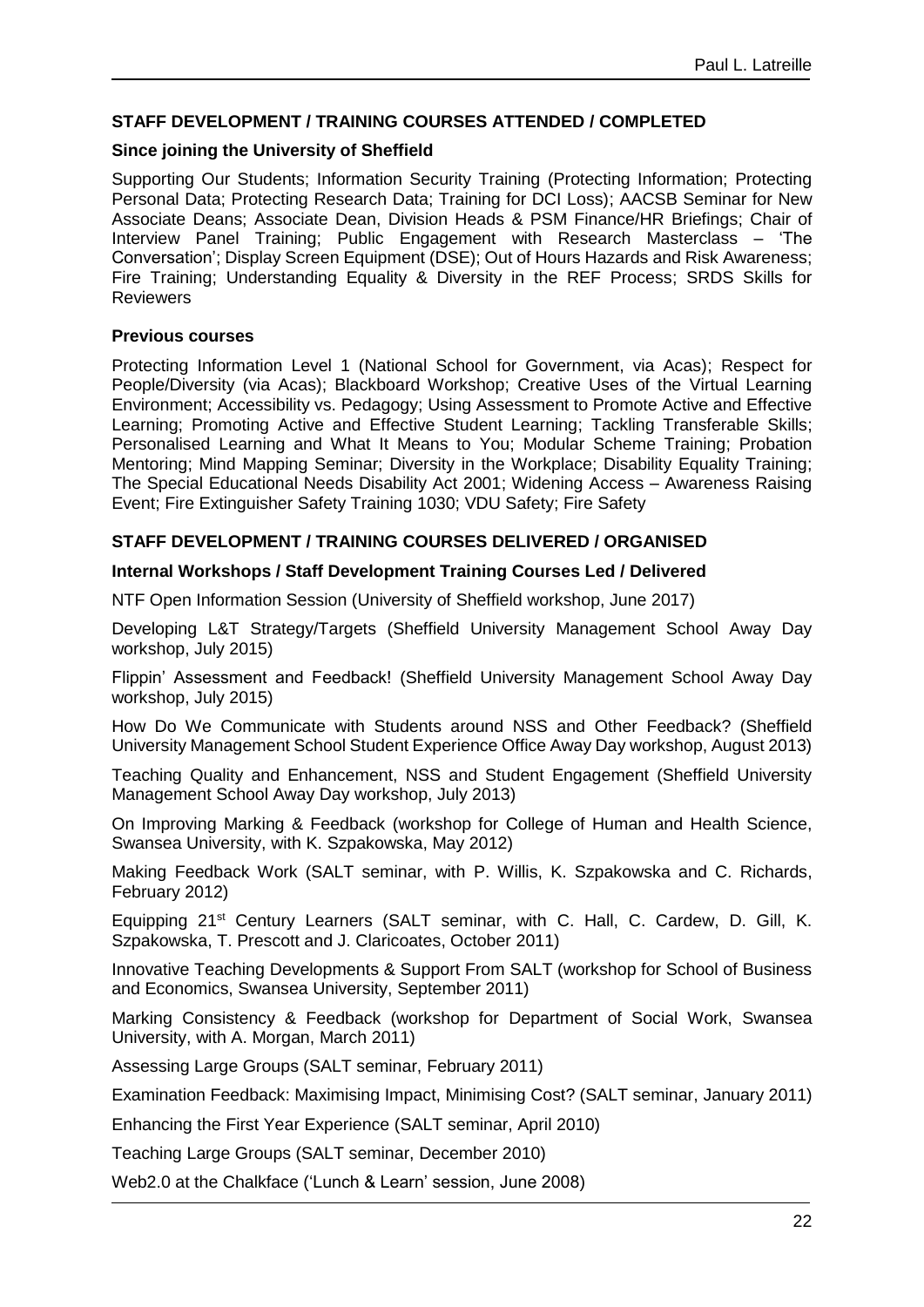## STAFF DEVELOPMENT / TRAINING COURSES ATTENDED / COMPLETED

### Since joining the University of Sheffield

Supporting Our Students; Information Security Training (Protecting Information; Protecting Personal Data; Protecting Research Data; Training for DCI Loss); AACSB Seminar for New Associate Deans; Associate Dean, Division Heads & PSM Finance/HR Briefings; Chair of Interview Panel Training; Public Engagement with Research Masterclass – 'The Conversation'; Display Screen Equipment (DSE); Out of Hours Hazards and Risk Awareness; Fire Training; Understanding Equality & Diversity in the REF Process; SRDS Skills for Reviewers

### Previous courses

Protecting Information Level 1 (National School for Government, via Acas); Respect for People/Diversity (via Acas); Blackboard Workshop; Creative Uses of the Virtual Learning Environment; Accessibility vs. Pedagogy; Using Assessment to Promote Active and Effective Learning; Promoting Active and Effective Student Learning; Tackling Transferable Skills; Personalised Learning and What It Means to You; Modular Scheme Training; Probation Mentoring; Mind Mapping Seminar; Diversity in the Workplace; Disability Equality Training; The Special Educational Needs Disability Act 2001; Widening Access – Awareness Raising Event; Fire Extinguisher Safety Training 1030; VDU Safety; Fire Safety

## STAFF DEVELOPMENT / TRAINING COURSES DELIVERED / ORGANISED

### Internal Workshops / Staff Development Training Courses Led / Delivered

NTF Open Information Session (University of Sheffield workshop, June 2017)

Developing L&T Strategy/Targets (Sheffield University Management School Away Day workshop, July 2015)

Flippin' Assessment and Feedback! (Sheffield University Management School Away Day workshop, July 2015)

How Do We Communicate with Students around NSS and Other Feedback? (Sheffield University Management School Student Experience Office Away Day workshop, August 2013)

Teaching Quality and Enhancement, NSS and Student Engagement (Sheffield University Management School Away Day workshop, July 2013)

On Improving Marking & Feedback (workshop for College of Human and Health Science, Swansea University, with K. Szpakowska, May 2012)

Making Feedback Work (SALT seminar, with P. Willis, K. Szpakowska and C. Richards, February 2012)

Equipping 21st Century Learners (SALT seminar, with C. Hall, C. Cardew, D. Gill, K. Szpakowska, T. Prescott and J. Claricoates, October 2011)

Innovative Teaching Developments & Support From SALT (workshop for School of Business and Economics, Swansea University, September 2011)

Marking Consistency & Feedback (workshop for Department of Social Work, Swansea University, with A. Morgan, March 2011)

Assessing Large Groups (SALT seminar, February 2011)

Examination Feedback: Maximising Impact, Minimising Cost? (SALT seminar, January 2011)

Enhancing the First Year Experience (SALT seminar, April 2010)

Teaching Large Groups (SALT seminar, December 2010)

Web2.0 at the Chalkface ('Lunch & Learn' session, June 2008)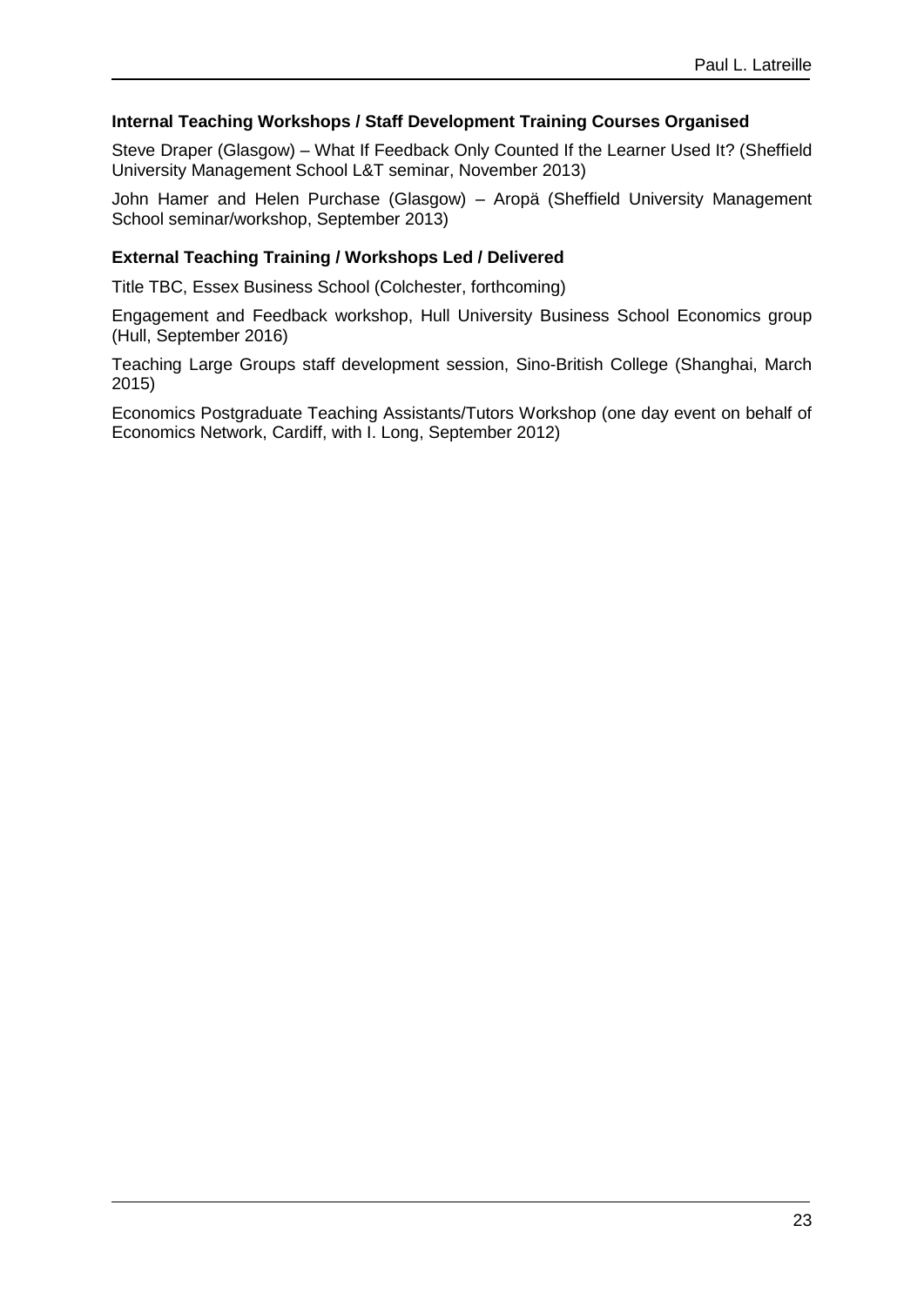**Internal Teaching Workshops / Staff Development Training Courses Organised**

Steve Draper (Glasgow) – What If Feedback Only Counted If the Learner Used It? (Sheffield University Management School L&T seminar, November 2013)

John Hamer and Helen Purchase (Glasgow) – Aropä (Sheffield University Management School seminar/workshop, September 2013)

**External Teaching Training / Workshops Led / Delivered**

Title TBC, Essex Business School (Colchester, forthcoming)

Engagement and Feedback workshop, Hull University Business School Economics group (Hull, September 2016)

Teaching Large Groups staff development session, Sino-British College (Shanghai, March 2015)

Economics Postgraduate Teaching Assistants/Tutors Workshop (one day event on behalf of Economics Network, Cardiff, with I. Long, September 2012)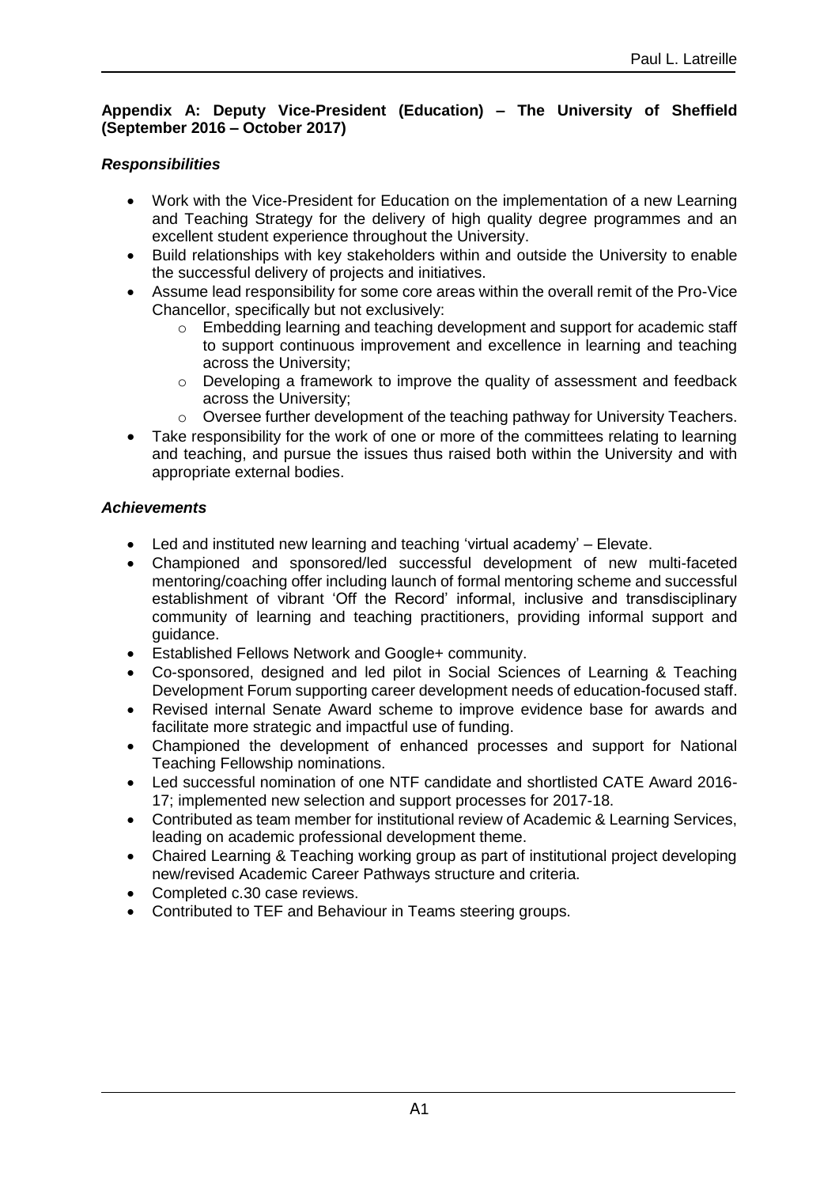**Appendix A: Deputy Vice-President (Education) – The University of Sheffield (September 2016 – October 2017)**

***Responsibilities***

- Work with the Vice-President for Education on the implementation of a new Learning and Teaching Strategy for the delivery of high quality degree programmes and an excellent student experience throughout the University.
- Build relationships with key stakeholders within and outside the University to enable the successful delivery of projects and initiatives.
- Assume lead responsibility for some core areas within the overall remit of the Pro-Vice Chancellor, specifically but not exclusively:
  - Embedding learning and teaching development and support for academic staff to support continuous improvement and excellence in learning and teaching across the University;
  - Developing a framework to improve the quality of assessment and feedback across the University;
  - Oversee further development of the teaching pathway for University Teachers.
- Take responsibility for the work of one or more of the committees relating to learning and teaching, and pursue the issues thus raised both within the University and with appropriate external bodies.

***Achievements***

- Led and instituted new learning and teaching 'virtual academy' – Elevate.
- Championed and sponsored/led successful development of new multi-faceted mentoring/coaching offer including launch of formal mentoring scheme and successful establishment of vibrant 'Off the Record' informal, inclusive and transdisciplinary community of learning and teaching practitioners, providing informal support and guidance.
- Established Fellows Network and Google+ community.
- Co-sponsored, designed and led pilot in Social Sciences of Learning & Teaching Development Forum supporting career development needs of education-focused staff.
- Revised internal Senate Award scheme to improve evidence base for awards and facilitate more strategic and impactful use of funding.
- Championed the development of enhanced processes and support for National Teaching Fellowship nominations.
- Led successful nomination of one NTF candidate and shortlisted CATE Award 2016-17; implemented new selection and support processes for 2017-18.
- Contributed as team member for institutional review of Academic & Learning Services, leading on academic professional development theme.
- Chaired Learning & Teaching working group as part of institutional project developing new/revised Academic Career Pathways structure and criteria.
- Completed c.30 case reviews.
- Contributed to TEF and Behaviour in Teams steering groups.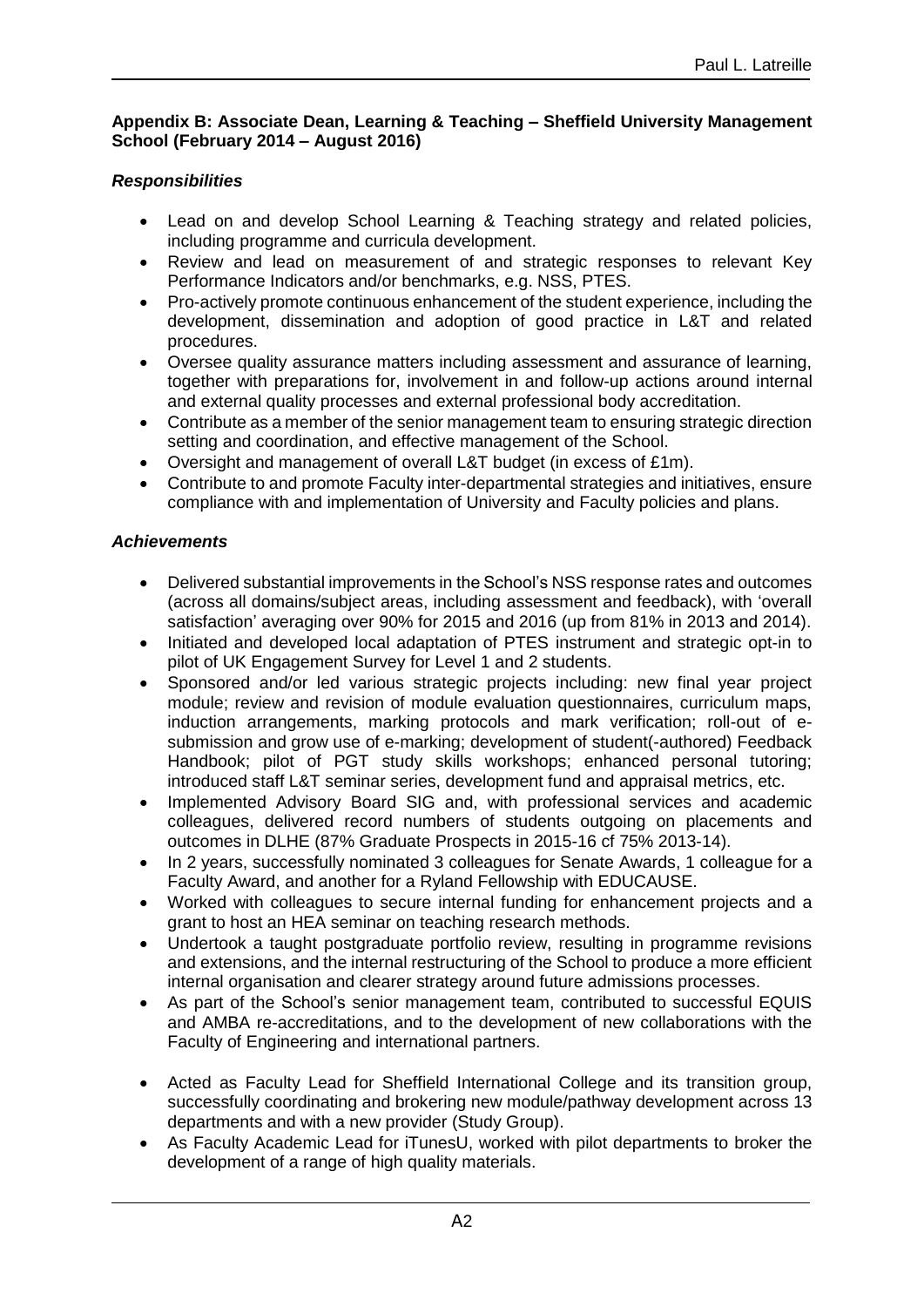**Appendix B: Associate Dean, Learning & Teaching – Sheffield University Management School (February 2014 – August 2016)**

***Responsibilities***

- Lead on and develop School Learning & Teaching strategy and related policies, including programme and curricula development.
- Review and lead on measurement of and strategic responses to relevant Key Performance Indicators and/or benchmarks, e.g. NSS, PTES.
- Pro-actively promote continuous enhancement of the student experience, including the development, dissemination and adoption of good practice in L&T and related procedures.
- Oversee quality assurance matters including assessment and assurance of learning, together with preparations for, involvement in and follow-up actions around internal and external quality processes and external professional body accreditation.
- Contribute as a member of the senior management team to ensuring strategic direction setting and coordination, and effective management of the School.
- Oversight and management of overall L&T budget (in excess of £1m).
- Contribute to and promote Faculty inter-departmental strategies and initiatives, ensure compliance with and implementation of University and Faculty policies and plans.

***Achievements***

- Delivered substantial improvements in the School's NSS response rates and outcomes (across all domains/subject areas, including assessment and feedback), with 'overall satisfaction' averaging over 90% for 2015 and 2016 (up from 81% in 2013 and 2014).
- Initiated and developed local adaptation of PTES instrument and strategic opt-in to pilot of UK Engagement Survey for Level 1 and 2 students.
- Sponsored and/or led various strategic projects including: new final year project module; review and revision of module evaluation questionnaires, curriculum maps, induction arrangements, marking protocols and mark verification; roll-out of e-submission and grow use of e-marking; development of student(-authored) Feedback Handbook; pilot of PGT study skills workshops; enhanced personal tutoring; introduced staff L&T seminar series, development fund and appraisal metrics, etc.
- Implemented Advisory Board SIG and, with professional services and academic colleagues, delivered record numbers of students outgoing on placements and outcomes in DLHE (87% Graduate Prospects in 2015-16 cf 75% 2013-14).
- In 2 years, successfully nominated 3 colleagues for Senate Awards, 1 colleague for a Faculty Award, and another for a Ryland Fellowship with EDUCAUSE.
- Worked with colleagues to secure internal funding for enhancement projects and a grant to host an HEA seminar on teaching research methods.
- Undertook a taught postgraduate portfolio review, resulting in programme revisions and extensions, and the internal restructuring of the School to produce a more efficient internal organisation and clearer strategy around future admissions processes.
- As part of the School's senior management team, contributed to successful EQUIS and AMBA re-accreditations, and to the development of new collaborations with the Faculty of Engineering and international partners.
- Acted as Faculty Lead for Sheffield International College and its transition group, successfully coordinating and brokering new module/pathway development across 13 departments and with a new provider (Study Group).
- As Faculty Academic Lead for iTunesU, worked with pilot departments to broker the development of a range of high quality materials.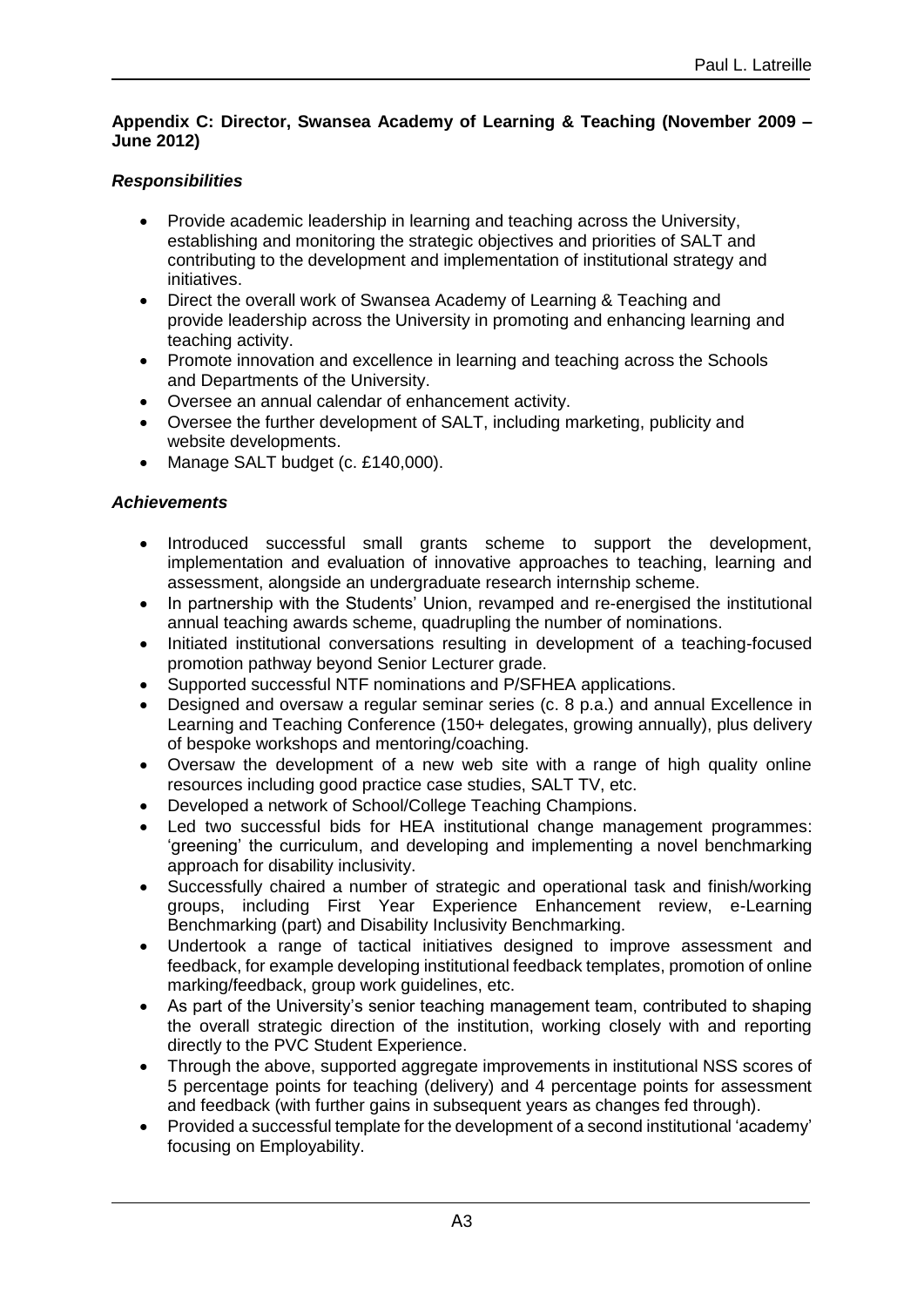**Appendix C: Director, Swansea Academy of Learning & Teaching (November 2009 – June 2012)**

***Responsibilities***

- Provide academic leadership in learning and teaching across the University, establishing and monitoring the strategic objectives and priorities of SALT and contributing to the development and implementation of institutional strategy and initiatives.
- Direct the overall work of Swansea Academy of Learning & Teaching and provide leadership across the University in promoting and enhancing learning and teaching activity.
- Promote innovation and excellence in learning and teaching across the Schools and Departments of the University.
- Oversee an annual calendar of enhancement activity.
- Oversee the further development of SALT, including marketing, publicity and website developments.
- Manage SALT budget (c. £140,000).

***Achievements***

- Introduced successful small grants scheme to support the development, implementation and evaluation of innovative approaches to teaching, learning and assessment, alongside an undergraduate research internship scheme.
- In partnership with the Students' Union, revamped and re-energised the institutional annual teaching awards scheme, quadrupling the number of nominations.
- Initiated institutional conversations resulting in development of a teaching-focused promotion pathway beyond Senior Lecturer grade.
- Supported successful NTF nominations and P/SFHEA applications.
- Designed and oversaw a regular seminar series (c. 8 p.a.) and annual Excellence in Learning and Teaching Conference (150+ delegates, growing annually), plus delivery of bespoke workshops and mentoring/coaching.
- Oversaw the development of a new web site with a range of high quality online resources including good practice case studies, SALT TV, etc.
- Developed a network of School/College Teaching Champions.
- Led two successful bids for HEA institutional change management programmes: 'greening' the curriculum, and developing and implementing a novel benchmarking approach for disability inclusivity.
- Successfully chaired a number of strategic and operational task and finish/working groups, including First Year Experience Enhancement review, e-Learning Benchmarking (part) and Disability Inclusivity Benchmarking.
- Undertook a range of tactical initiatives designed to improve assessment and feedback, for example developing institutional feedback templates, promotion of online marking/feedback, group work guidelines, etc.
- As part of the University's senior teaching management team, contributed to shaping the overall strategic direction of the institution, working closely with and reporting directly to the PVC Student Experience.
- Through the above, supported aggregate improvements in institutional NSS scores of 5 percentage points for teaching (delivery) and 4 percentage points for assessment and feedback (with further gains in subsequent years as changes fed through).
- Provided a successful template for the development of a second institutional 'academy' focusing on Employability.